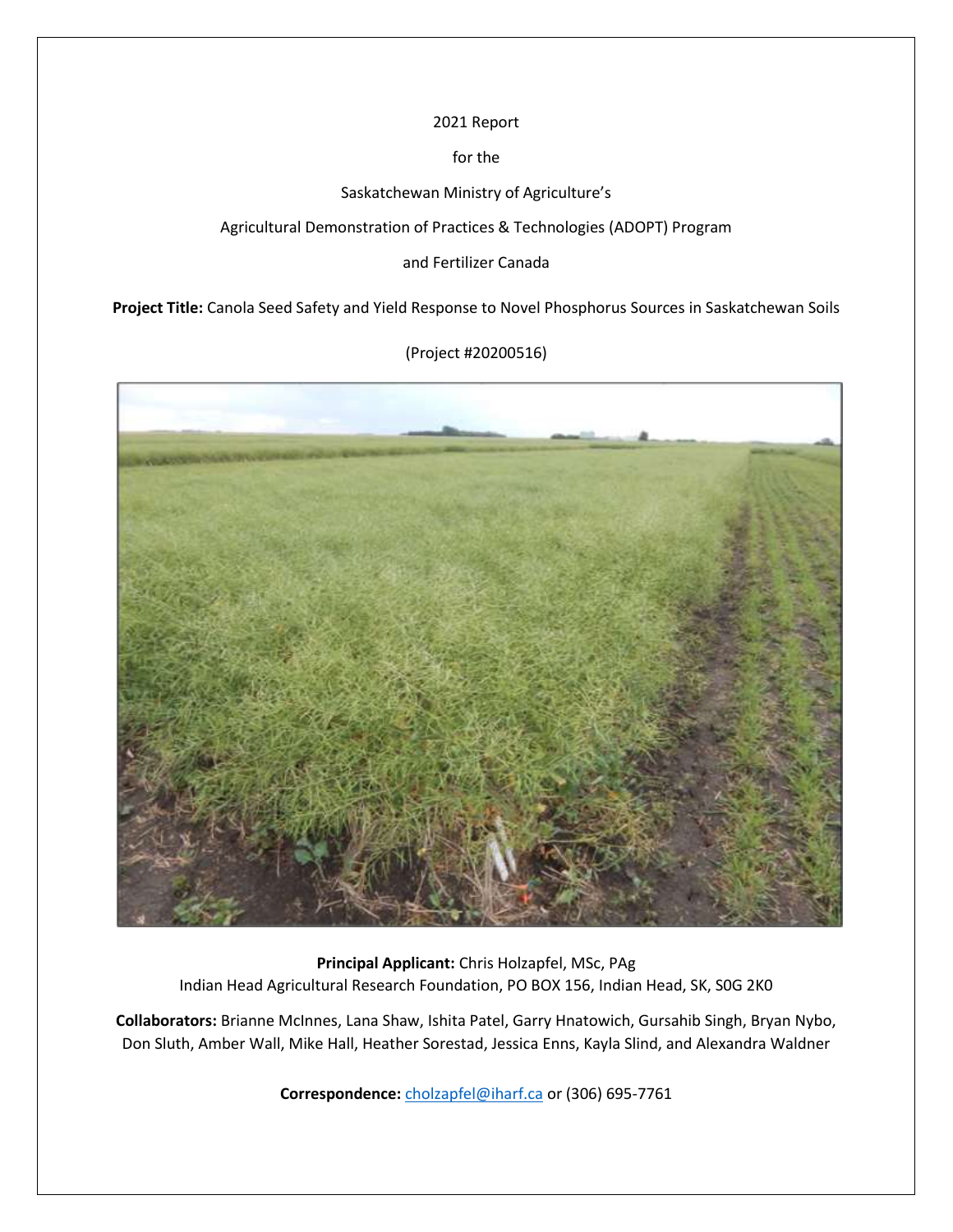2021 Report

for the

Saskatchewan Ministry of Agriculture's

Agricultural Demonstration of Practices & Technologies (ADOPT) Program

and Fertilizer Canada

**Project Title:** Canola Seed Safety and Yield Response to Novel Phosphorus Sources in Saskatchewan Soils

(Project #20200516)

**Principal Applicant:** Chris Holzapfel, MSc, PAg
Indian Head Agricultural Research Foundation, PO BOX 156, Indian Head, SK, S0G 2K0

**Collaborators:** Brianne McInnes, Lana Shaw, Ishita Patel, Garry Hnatowich, Gursahib Singh, Bryan Nybo, Don Sluth, Amber Wall, Mike Hall, Heather Sorestad, Jessica Enns, Kayla Slind, and Alexandra Waldner

**Correspondence:** cholzapfel@iharf.ca or (306) 695-7761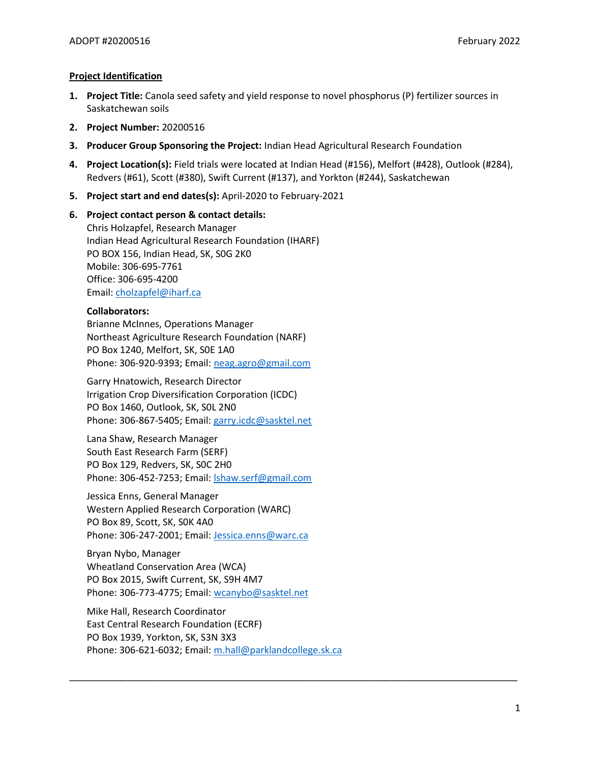**Project Identification**

1. **Project Title:** Canola seed safety and yield response to novel phosphorus (P) fertilizer sources in Saskatchewan soils
2. **Project Number:** 20200516
3. **Producer Group Sponsoring the Project:** Indian Head Agricultural Research Foundation
4. **Project Location(s):** Field trials were located at Indian Head (#156), Melfort (#428), Outlook (#284), Redvers (#61), Scott (#380), Swift Current (#137), and Yorkton (#244), Saskatchewan
5. **Project start and end dates(s):** April-2020 to February-2021
6. **Project contact person & contact details:**
   Chris Holzapfel, Research Manager
   Indian Head Agricultural Research Foundation (IHARF)
   PO BOX 156, Indian Head, SK, S0G 2K0
   Mobile: 306-695-7761
   Office: 306-695-4200
   Email: cholzapfel@iharf.ca

   **Collaborators:**

   Brianne McInnes, Operations Manager
   Northeast Agriculture Research Foundation (NARF)
   PO Box 1240, Melfort, SK, S0E 1A0
   Phone: 306-920-9393; Email: neag.agro@gmail.com

   Garry Hnatowich, Research Director
   Irrigation Crop Diversification Corporation (ICDC)
   PO Box 1460, Outlook, SK, S0L 2N0
   Phone: 306-867-5405; Email: garry.icdc@sasktel.net

   Lana Shaw, Research Manager
   South East Research Farm (SERF)
   PO Box 129, Redvers, SK, S0C 2H0
   Phone: 306-452-7253; Email: lshaw.serf@gmail.com

   Jessica Enns, General Manager
   Western Applied Research Corporation (WARC)
   PO Box 89, Scott, SK, S0K 4A0
   Phone: 306-247-2001; Email: Jessica.enns@warc.ca

   Bryan Nybo, Manager
   Wheatland Conservation Area (WCA)
   PO Box 2015, Swift Current, SK, S9H 4M7
   Phone: 306-773-4775; Email: wcanybo@sasktel.net

   Mike Hall, Research Coordinator
   East Central Research Foundation (ECRF)
   PO Box 1939, Yorkton, SK, S3N 3X3
   Phone: 306-621-6032; Email: m.hall@parklandcollege.sk.ca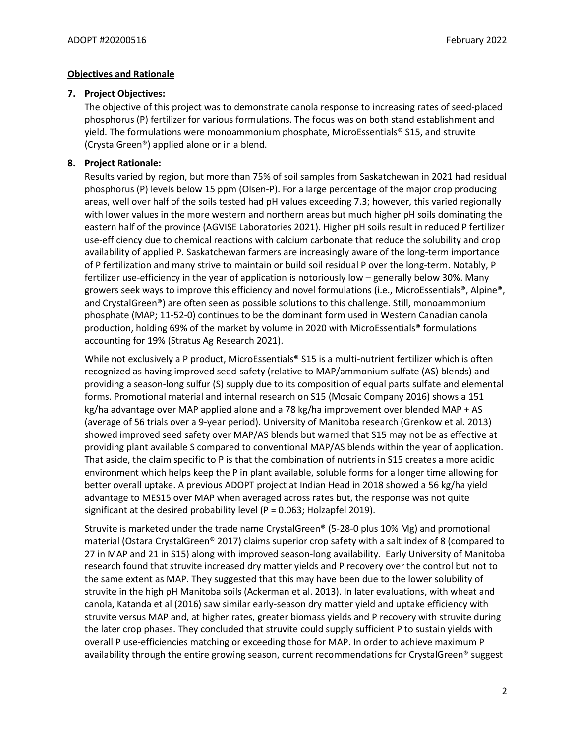## Objectives and Rationale

**7. Project Objectives:**

The objective of this project was to demonstrate canola response to increasing rates of seed-placed phosphorus (P) fertilizer for various formulations. The focus was on both stand establishment and yield. The formulations were monoammonium phosphate, MicroEssentials® S15, and struvite (CrystalGreen®) applied alone or in a blend.

**8. Project Rationale:**

Results varied by region, but more than 75% of soil samples from Saskatchewan in 2021 had residual phosphorus (P) levels below 15 ppm (Olsen-P). For a large percentage of the major crop producing areas, well over half of the soils tested had pH values exceeding 7.3; however, this varied regionally with lower values in the more western and northern areas but much higher pH soils dominating the eastern half of the province (AGVISE Laboratories 2021). Higher pH soils result in reduced P fertilizer use-efficiency due to chemical reactions with calcium carbonate that reduce the solubility and crop availability of applied P. Saskatchewan farmers are increasingly aware of the long-term importance of P fertilization and many strive to maintain or build soil residual P over the long-term. Notably, P fertilizer use-efficiency in the year of application is notoriously low – generally below 30%. Many growers seek ways to improve this efficiency and novel formulations (i.e., MicroEssentials®, Alpine®, and CrystalGreen®) are often seen as possible solutions to this challenge. Still, monoammonium phosphate (MAP; 11-52-0) continues to be the dominant form used in Western Canadian canola production, holding 69% of the market by volume in 2020 with MicroEssentials® formulations accounting for 19% (Stratus Ag Research 2021).

While not exclusively a P product, MicroEssentials® S15 is a multi-nutrient fertilizer which is often recognized as having improved seed-safety (relative to MAP/ammonium sulfate (AS) blends) and providing a season-long sulfur (S) supply due to its composition of equal parts sulfate and elemental forms. Promotional material and internal research on S15 (Mosaic Company 2016) shows a 151 kg/ha advantage over MAP applied alone and a 78 kg/ha improvement over blended MAP + AS (average of 56 trials over a 9-year period). University of Manitoba research (Grenkow et al. 2013) showed improved seed safety over MAP/AS blends but warned that S15 may not be as effective at providing plant available S compared to conventional MAP/AS blends within the year of application. That aside, the claim specific to P is that the combination of nutrients in S15 creates a more acidic environment which helps keep the P in plant available, soluble forms for a longer time allowing for better overall uptake. A previous ADOPT project at Indian Head in 2018 showed a 56 kg/ha yield advantage to MES15 over MAP when averaged across rates but, the response was not quite significant at the desired probability level ($P = 0.063$; Holzapfel 2019).

Struvite is marketed under the trade name CrystalGreen® (5-28-0 plus 10% Mg) and promotional material (Ostara CrystalGreen® 2017) claims superior crop safety with a salt index of 8 (compared to 27 in MAP and 21 in S15) along with improved season-long availability. Early University of Manitoba research found that struvite increased dry matter yields and P recovery over the control but not to the same extent as MAP. They suggested that this may have been due to the lower solubility of struvite in the high pH Manitoba soils (Ackerman et al. 2013). In later evaluations, with wheat and canola, Katanda et al (2016) saw similar early-season dry matter yield and uptake efficiency with struvite versus MAP and, at higher rates, greater biomass yields and P recovery with struvite during the later crop phases. They concluded that struvite could supply sufficient P to sustain yields with overall P use-efficiencies matching or exceeding those for MAP. In order to achieve maximum P availability through the entire growing season, current recommendations for CrystalGreen® suggest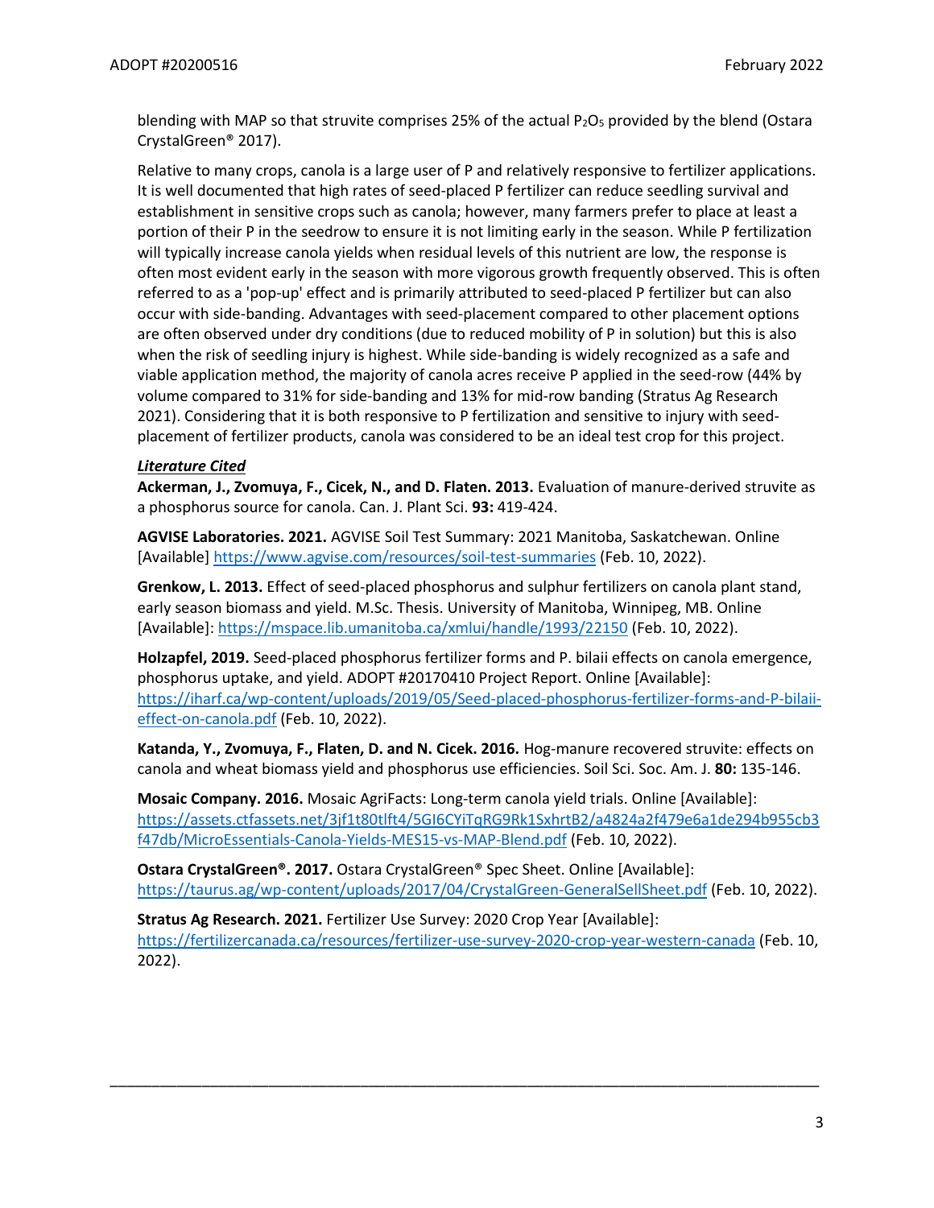blending with MAP so that struvite comprises 25% of the actual $P_2O_5$ provided by the blend (Ostara CrystalGreen® 2017).

Relative to many crops, canola is a large user of P and relatively responsive to fertilizer applications. It is well documented that high rates of seed-placed P fertilizer can reduce seedling survival and establishment in sensitive crops such as canola; however, many farmers prefer to place at least a portion of their P in the seedrow to ensure it is not limiting early in the season. While P fertilization will typically increase canola yields when residual levels of this nutrient are low, the response is often most evident early in the season with more vigorous growth frequently observed. This is often referred to as a 'pop-up' effect and is primarily attributed to seed-placed P fertilizer but can also occur with side-banding. Advantages with seed-placement compared to other placement options are often observed under dry conditions (due to reduced mobility of P in solution) but this is also when the risk of seedling injury is highest. While side-banding is widely recognized as a safe and viable application method, the majority of canola acres receive P applied in the seed-row (44% by volume compared to 31% for side-banding and 13% for mid-row banding (Stratus Ag Research 2021). Considering that it is both responsive to P fertilization and sensitive to injury with seed-placement of fertilizer products, canola was considered to be an ideal test crop for this project.

***Literature Cited***

**Ackerman, J., Zvomuya, F., Cicek, N., and D. Flaten. 2013.** Evaluation of manure-derived struvite as a phosphorus source for canola. Can. J. Plant Sci. **93:** 419-424.

**AGVISE Laboratories. 2021.** AGVISE Soil Test Summary: 2021 Manitoba, Saskatchewan. Online [Available] https://www.agvise.com/resources/soil-test-summaries (Feb. 10, 2022).

**Grenkow, L. 2013.** Effect of seed-placed phosphorus and sulphur fertilizers on canola plant stand, early season biomass and yield. M.Sc. Thesis. University of Manitoba, Winnipeg, MB. Online [Available]: https://mspace.lib.umanitoba.ca/xmlui/handle/1993/22150 (Feb. 10, 2022).

**Holzapfel, 2019.** Seed-placed phosphorus fertilizer forms and P. bilaii effects on canola emergence, phosphorus uptake, and yield. ADOPT #20170410 Project Report. Online [Available]: https://iharf.ca/wp-content/uploads/2019/05/Seed-placed-phosphorus-fertilizer-forms-and-P-bilaii-effect-on-canola.pdf (Feb. 10, 2022).

**Katanda, Y., Zvomuya, F., Flaten, D. and N. Cicek. 2016.** Hog-manure recovered struvite: effects on canola and wheat biomass yield and phosphorus use efficiencies. Soil Sci. Soc. Am. J. **80:** 135-146.

**Mosaic Company. 2016.** Mosaic AgriFacts: Long-term canola yield trials. Online [Available]: https://assets.ctfassets.net/3jf1t80tlft4/5GI6CYiTqRG9Rk1SxhrtB2/a4824a2f479e6a1de294b955cb3f47db/MicroEssentials-Canola-Yields-MES15-vs-MAP-Blend.pdf (Feb. 10, 2022).

**Ostara CrystalGreen®. 2017.** Ostara CrystalGreen® Spec Sheet. Online [Available]: https://taurus.ag/wp-content/uploads/2017/04/CrystalGreen-GeneralSellSheet.pdf (Feb. 10, 2022).

**Stratus Ag Research. 2021.** Fertilizer Use Survey: 2020 Crop Year [Available]: https://fertilizercanada.ca/resources/fertilizer-use-survey-2020-crop-year-western-canada (Feb. 10, 2022).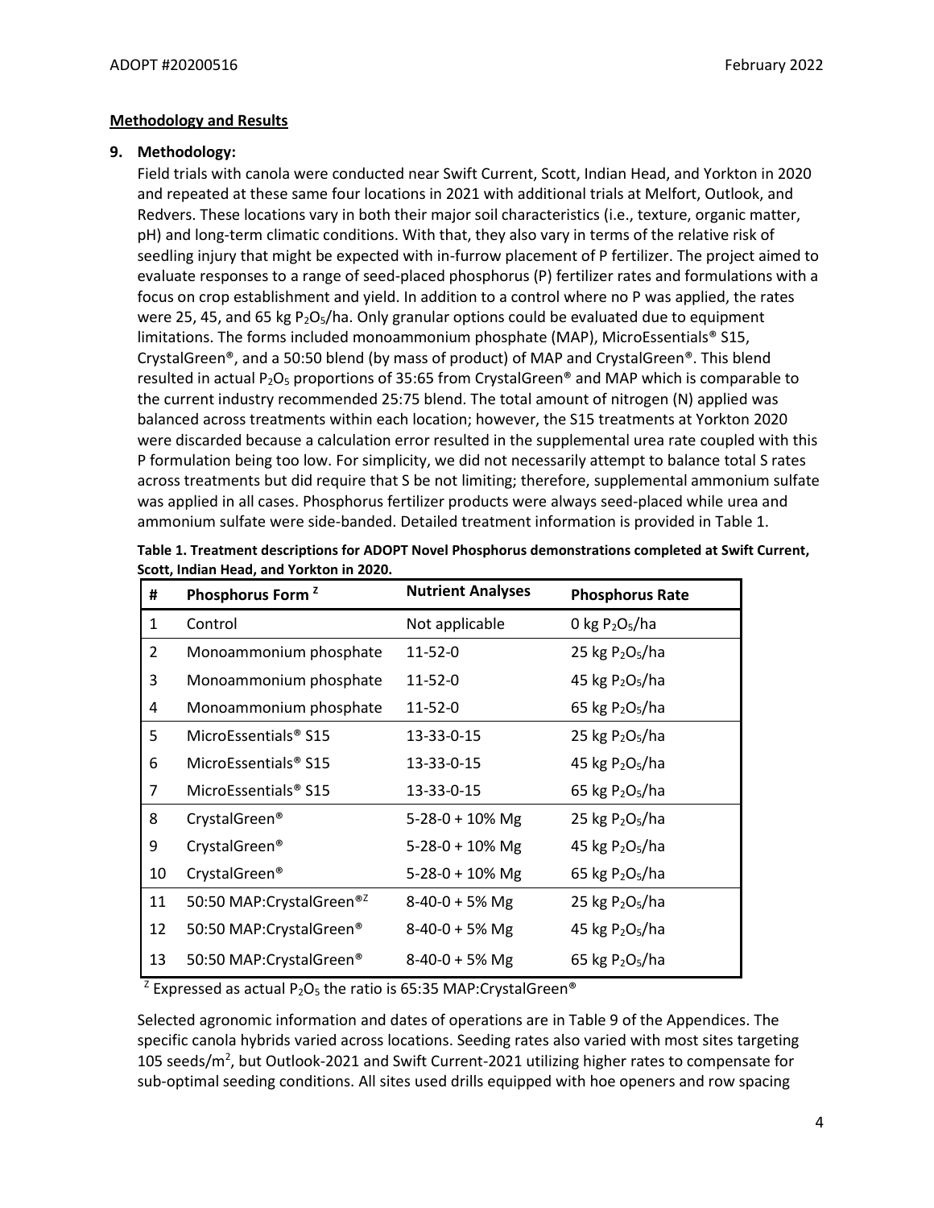## Methodology and Results

### 9. Methodology:

Field trials with canola were conducted near Swift Current, Scott, Indian Head, and Yorkton in 2020 and repeated at these same four locations in 2021 with additional trials at Melfort, Outlook, and Redvers. These locations vary in both their major soil characteristics (i.e., texture, organic matter, pH) and long-term climatic conditions. With that, they also vary in terms of the relative risk of seedling injury that might be expected with in-furrow placement of P fertilizer. The project aimed to evaluate responses to a range of seed-placed phosphorus (P) fertilizer rates and formulations with a focus on crop establishment and yield. In addition to a control where no P was applied, the rates were 25, 45, and 65 kg $P_2O_5$/ha. Only granular options could be evaluated due to equipment limitations. The forms included monoammonium phosphate (MAP), MicroEssentials® S15, CrystalGreen®, and a 50:50 blend (by mass of product) of MAP and CrystalGreen®. This blend resulted in actual $P_2O_5$ proportions of 35:65 from CrystalGreen® and MAP which is comparable to the current industry recommended 25:75 blend. The total amount of nitrogen (N) applied was balanced across treatments within each location; however, the S15 treatments at Yorkton 2020 were discarded because a calculation error resulted in the supplemental urea rate coupled with this P formulation being too low. For simplicity, we did not necessarily attempt to balance total S rates across treatments but did require that S be not limiting; therefore, supplemental ammonium sulfate was applied in all cases. Phosphorus fertilizer products were always seed-placed while urea and ammonium sulfate were side-banded. Detailed treatment information is provided in Table 1.

**Table 1. Treatment descriptions for ADOPT Novel Phosphorus demonstrations completed at Swift Current, Scott, Indian Head, and Yorkton in 2020.**

| # | Phosphorus Form [Z] | Nutrient Analyses | Phosphorus Rate |
|---|---|---|---|
| 1 | Control | Not applicable | 0 kg $P_2O_5$/ha |
| 2 | Monoammonium phosphate | 11-52-0 | 25 kg $P_2O_5$/ha |
| 3 | Monoammonium phosphate | 11-52-0 | 45 kg $P_2O_5$/ha |
| 4 | Monoammonium phosphate | 11-52-0 | 65 kg $P_2O_5$/ha |
| 5 | MicroEssentials® S15 | 13-33-0-15 | 25 kg $P_2O_5$/ha |
| 6 | MicroEssentials® S15 | 13-33-0-15 | 45 kg $P_2O_5$/ha |
| 7 | MicroEssentials® S15 | 13-33-0-15 | 65 kg $P_2O_5$/ha |
| 8 | CrystalGreen® | 5-28-0 + 10% Mg | 25 kg $P_2O_5$/ha |
| 9 | CrystalGreen® | 5-28-0 + 10% Mg | 45 kg $P_2O_5$/ha |
| 10 | CrystalGreen® | 5-28-0 + 10% Mg | 65 kg $P_2O_5$/ha |
| 11 | 50:50 MAP:CrystalGreen®[Z] | 8-40-0 + 5% Mg | 25 kg $P_2O_5$/ha |
| 12 | 50:50 MAP:CrystalGreen® | 8-40-0 + 5% Mg | 45 kg $P_2O_5$/ha |
| 13 | 50:50 MAP:CrystalGreen® | 8-40-0 + 5% Mg | 65 kg $P_2O_5$/ha |

[Z] Expressed as actual $P_2O_5$ the ratio is 65:35 MAP:CrystalGreen®

Selected agronomic information and dates of operations are in Table 9 of the Appendices. The specific canola hybrids varied across locations. Seeding rates also varied with most sites targeting 105 seeds/m$^2$, but Outlook-2021 and Swift Current-2021 utilizing higher rates to compensate for sub-optimal seeding conditions. All sites used drills equipped with hoe openers and row spacing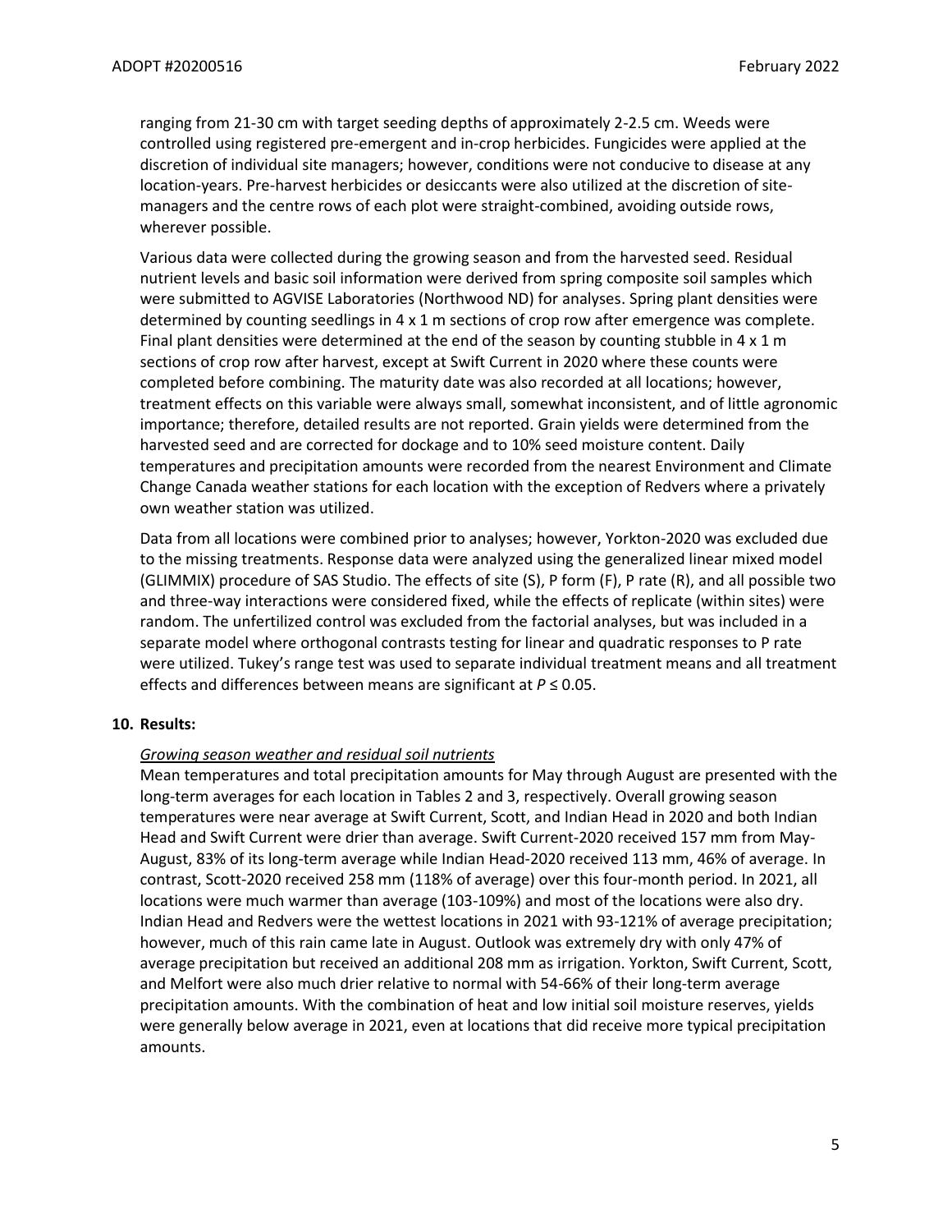ranging from 21-30 cm with target seeding depths of approximately 2-2.5 cm. Weeds were controlled using registered pre-emergent and in-crop herbicides. Fungicides were applied at the discretion of individual site managers; however, conditions were not conducive to disease at any location-years. Pre-harvest herbicides or desiccants were also utilized at the discretion of site-managers and the centre rows of each plot were straight-combined, avoiding outside rows, wherever possible.

Various data were collected during the growing season and from the harvested seed. Residual nutrient levels and basic soil information were derived from spring composite soil samples which were submitted to AGVISE Laboratories (Northwood ND) for analyses. Spring plant densities were determined by counting seedlings in 4 x 1 m sections of crop row after emergence was complete. Final plant densities were determined at the end of the season by counting stubble in 4 x 1 m sections of crop row after harvest, except at Swift Current in 2020 where these counts were completed before combining. The maturity date was also recorded at all locations; however, treatment effects on this variable were always small, somewhat inconsistent, and of little agronomic importance; therefore, detailed results are not reported. Grain yields were determined from the harvested seed and are corrected for dockage and to 10% seed moisture content. Daily temperatures and precipitation amounts were recorded from the nearest Environment and Climate Change Canada weather stations for each location with the exception of Redvers where a privately own weather station was utilized.

Data from all locations were combined prior to analyses; however, Yorkton-2020 was excluded due to the missing treatments. Response data were analyzed using the generalized linear mixed model (GLIMMIX) procedure of SAS Studio. The effects of site (S), P form (F), P rate (R), and all possible two and three-way interactions were considered fixed, while the effects of replicate (within sites) were random. The unfertilized control was excluded from the factorial analyses, but was included in a separate model where orthogonal contrasts testing for linear and quadratic responses to P rate were utilized. Tukey's range test was used to separate individual treatment means and all treatment effects and differences between means are significant at $P \leq 0.05$.

## 10. Results:

*Growing season weather and residual soil nutrients*

Mean temperatures and total precipitation amounts for May through August are presented with the long-term averages for each location in Tables 2 and 3, respectively. Overall growing season temperatures were near average at Swift Current, Scott, and Indian Head in 2020 and both Indian Head and Swift Current were drier than average. Swift Current-2020 received 157 mm from May-August, 83% of its long-term average while Indian Head-2020 received 113 mm, 46% of average. In contrast, Scott-2020 received 258 mm (118% of average) over this four-month period. In 2021, all locations were much warmer than average (103-109%) and most of the locations were also dry. Indian Head and Redvers were the wettest locations in 2021 with 93-121% of average precipitation; however, much of this rain came late in August. Outlook was extremely dry with only 47% of average precipitation but received an additional 208 mm as irrigation. Yorkton, Swift Current, Scott, and Melfort were also much drier relative to normal with 54-66% of their long-term average precipitation amounts. With the combination of heat and low initial soil moisture reserves, yields were generally below average in 2021, even at locations that did receive more typical precipitation amounts.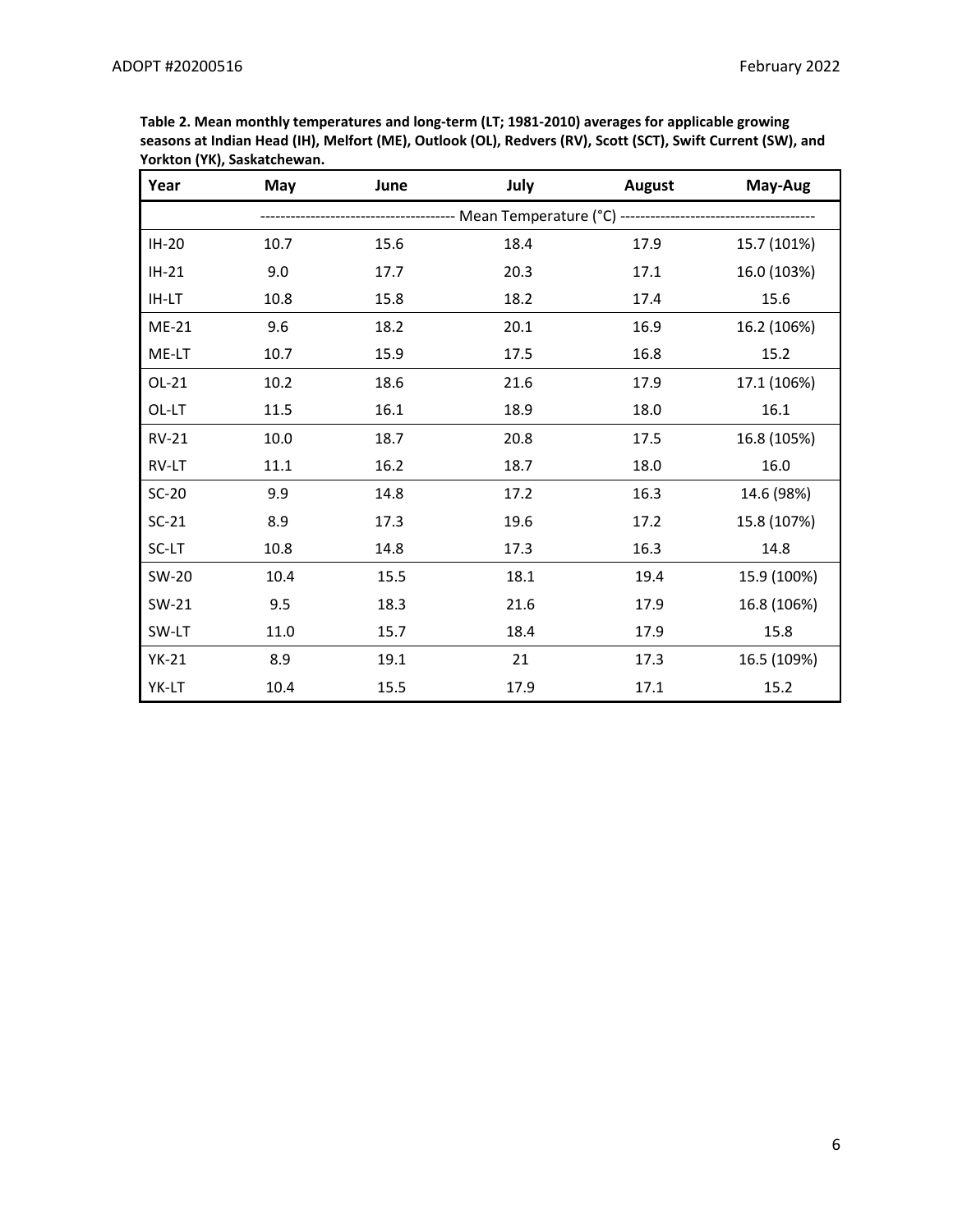**Table 2. Mean monthly temperatures and long-term (LT; 1981-2010) averages for applicable growing seasons at Indian Head (IH), Melfort (ME), Outlook (OL), Redvers (RV), Scott (SCT), Swift Current (SW), and Yorkton (YK), Saskatchewan.**

| Year | May | June | July | August | May-Aug |
|---|---|---|---|---|---|
| | ----------------- | ----------------- | Mean Temperature (°C) | ----------------- | ----------------- |
| IH-20 | 10.7 | 15.6 | 18.4 | 17.9 | 15.7 (101%) |
| IH-21 | 9.0 | 17.7 | 20.3 | 17.1 | 16.0 (103%) |
| IH-LT | 10.8 | 15.8 | 18.2 | 17.4 | 15.6 |
| ME-21 | 9.6 | 18.2 | 20.1 | 16.9 | 16.2 (106%) |
| ME-LT | 10.7 | 15.9 | 17.5 | 16.8 | 15.2 |
| OL-21 | 10.2 | 18.6 | 21.6 | 17.9 | 17.1 (106%) |
| OL-LT | 11.5 | 16.1 | 18.9 | 18.0 | 16.1 |
| RV-21 | 10.0 | 18.7 | 20.8 | 17.5 | 16.8 (105%) |
| RV-LT | 11.1 | 16.2 | 18.7 | 18.0 | 16.0 |
| SC-20 | 9.9 | 14.8 | 17.2 | 16.3 | 14.6 (98%) |
| SC-21 | 8.9 | 17.3 | 19.6 | 17.2 | 15.8 (107%) |
| SC-LT | 10.8 | 14.8 | 17.3 | 16.3 | 14.8 |
| SW-20 | 10.4 | 15.5 | 18.1 | 19.4 | 15.9 (100%) |
| SW-21 | 9.5 | 18.3 | 21.6 | 17.9 | 16.8 (106%) |
| SW-LT | 11.0 | 15.7 | 18.4 | 17.9 | 15.8 |
| YK-21 | 8.9 | 19.1 | 21 | 17.3 | 16.5 (109%) |
| YK-LT | 10.4 | 15.5 | 17.9 | 17.1 | 15.2 |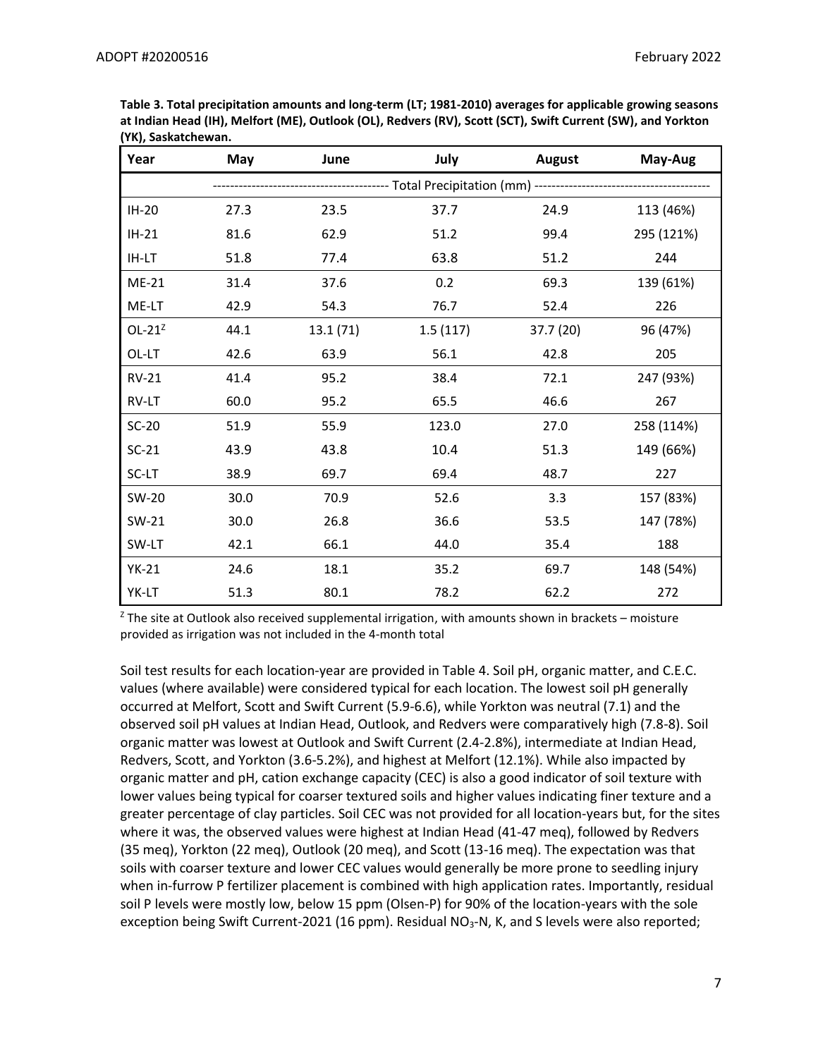**Table 3. Total precipitation amounts and long-term (LT; 1981-2010) averages for applicable growing seasons at Indian Head (IH), Melfort (ME), Outlook (OL), Redvers (RV), Scott (SCT), Swift Current (SW), and Yorkton (YK), Saskatchewan.**

| Year | May | June | July | August | May-Aug |
|---|---|---|---|---|---|
| | Total Precipitation (mm) | | | | |
| IH-20 | 27.3 | 23.5 | 37.7 | 24.9 | 113 (46%) |
| IH-21 | 81.6 | 62.9 | 51.2 | 99.4 | 295 (121%) |
| IH-LT | 51.8 | 77.4 | 63.8 | 51.2 | 244 |
| ME-21 | 31.4 | 37.6 | 0.2 | 69.3 | 139 (61%) |
| ME-LT | 42.9 | 54.3 | 76.7 | 52.4 | 226 |
| OL-21[Z] | 44.1 | 13.1 (71) | 1.5 (117) | 37.7 (20) | 96 (47%) |
| OL-LT | 42.6 | 63.9 | 56.1 | 42.8 | 205 |
| RV-21 | 41.4 | 95.2 | 38.4 | 72.1 | 247 (93%) |
| RV-LT | 60.0 | 95.2 | 65.5 | 46.6 | 267 |
| SC-20 | 51.9 | 55.9 | 123.0 | 27.0 | 258 (114%) |
| SC-21 | 43.9 | 43.8 | 10.4 | 51.3 | 149 (66%) |
| SC-LT | 38.9 | 69.7 | 69.4 | 48.7 | 227 |
| SW-20 | 30.0 | 70.9 | 52.6 | 3.3 | 157 (83%) |
| SW-21 | 30.0 | 26.8 | 36.6 | 53.5 | 147 (78%) |
| SW-LT | 42.1 | 66.1 | 44.0 | 35.4 | 188 |
| YK-21 | 24.6 | 18.1 | 35.2 | 69.7 | 148 (54%) |
| YK-LT | 51.3 | 80.1 | 78.2 | 62.2 | 272 |

[Z] The site at Outlook also received supplemental irrigation, with amounts shown in brackets – moisture provided as irrigation was not included in the 4-month total

Soil test results for each location-year are provided in Table 4. Soil pH, organic matter, and C.E.C. values (where available) were considered typical for each location. The lowest soil pH generally occurred at Melfort, Scott and Swift Current (5.9-6.6), while Yorkton was neutral (7.1) and the observed soil pH values at Indian Head, Outlook, and Redvers were comparatively high (7.8-8). Soil organic matter was lowest at Outlook and Swift Current (2.4-2.8%), intermediate at Indian Head, Redvers, Scott, and Yorkton (3.6-5.2%), and highest at Melfort (12.1%). While also impacted by organic matter and pH, cation exchange capacity (CEC) is also a good indicator of soil texture with lower values being typical for coarser textured soils and higher values indicating finer texture and a greater percentage of clay particles. Soil CEC was not provided for all location-years but, for the sites where it was, the observed values were highest at Indian Head (41-47 meq), followed by Redvers (35 meq), Yorkton (22 meq), Outlook (20 meq), and Scott (13-16 meq). The expectation was that soils with coarser texture and lower CEC values would generally be more prone to seedling injury when in-furrow P fertilizer placement is combined with high application rates. Importantly, residual soil P levels were mostly low, below 15 ppm (Olsen-P) for 90% of the location-years with the sole exception being Swift Current-2021 (16 ppm). Residual $NO_3$-N, K, and S levels were also reported;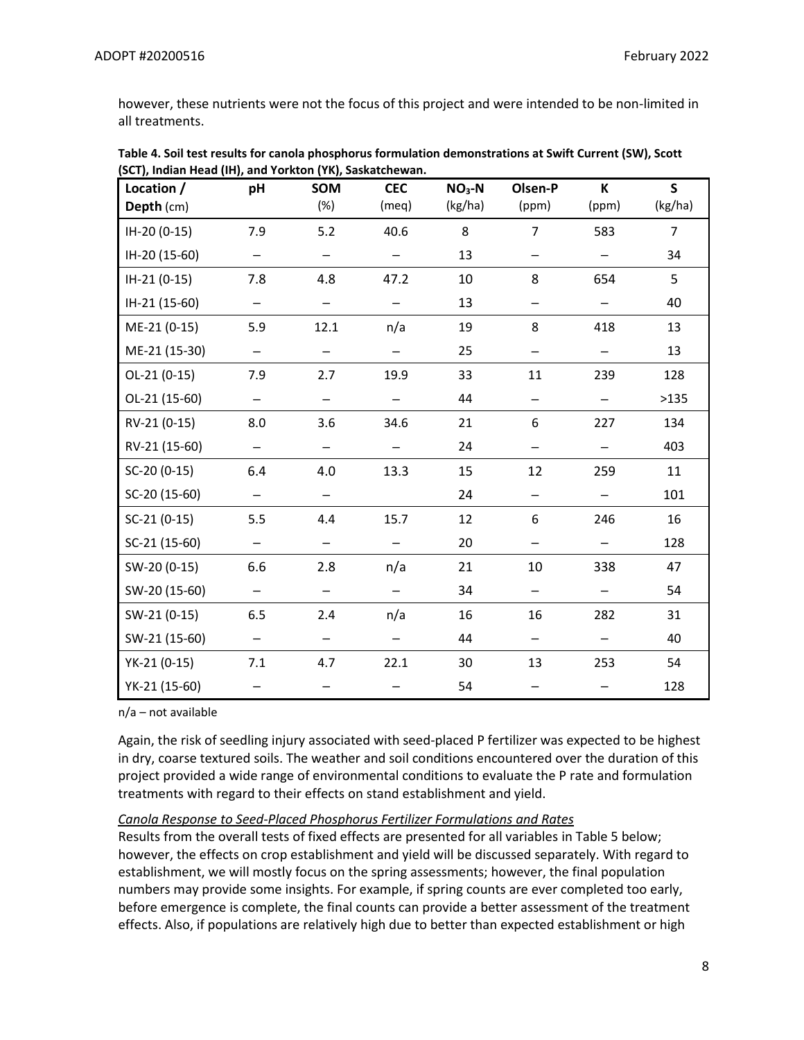however, these nutrients were not the focus of this project and were intended to be non-limited in all treatments.

**Table 4. Soil test results for canola phosphorus formulation demonstrations at Swift Current (SW), Scott (SCT), Indian Head (IH), and Yorkton (YK), Saskatchewan.**

| Location / Depth (cm) | pH | SOM (%) | CEC (meq) | $NO_3$-N (kg/ha) | Olsen-P (ppm) | K (ppm) | S (kg/ha) |
|---|---|---|---|---|---|---|---|
| IH-20 (0-15) | 7.9 | 5.2 | 40.6 | 8 | 7 | 583 | 7 |
| IH-20 (15-60) | – | – | – | 13 | – | – | 34 |
| IH-21 (0-15) | 7.8 | 4.8 | 47.2 | 10 | 8 | 654 | 5 |
| IH-21 (15-60) | – | – | – | 13 | – | – | 40 |
| ME-21 (0-15) | 5.9 | 12.1 | n/a | 19 | 8 | 418 | 13 |
| ME-21 (15-30) | – | – | – | 25 | – | – | 13 |
| OL-21 (0-15) | 7.9 | 2.7 | 19.9 | 33 | 11 | 239 | 128 |
| OL-21 (15-60) | – | – | – | 44 | – | – | >135 |
| RV-21 (0-15) | 8.0 | 3.6 | 34.6 | 21 | 6 | 227 | 134 |
| RV-21 (15-60) | – | – | – | 24 | – | – | 403 |
| SC-20 (0-15) | 6.4 | 4.0 | 13.3 | 15 | 12 | 259 | 11 |
| SC-20 (15-60) | – | – | | 24 | – | – | 101 |
| SC-21 (0-15) | 5.5 | 4.4 | 15.7 | 12 | 6 | 246 | 16 |
| SC-21 (15-60) | – | – | – | 20 | – | – | 128 |
| SW-20 (0-15) | 6.6 | 2.8 | n/a | 21 | 10 | 338 | 47 |
| SW-20 (15-60) | – | – | – | 34 | – | – | 54 |
| SW-21 (0-15) | 6.5 | 2.4 | n/a | 16 | 16 | 282 | 31 |
| SW-21 (15-60) | – | – | – | 44 | – | – | 40 |
| YK-21 (0-15) | 7.1 | 4.7 | 22.1 | 30 | 13 | 253 | 54 |
| YK-21 (15-60) | – | – | – | 54 | – | – | 128 |

n/a – not available

Again, the risk of seedling injury associated with seed-placed P fertilizer was expected to be highest in dry, coarse textured soils. The weather and soil conditions encountered over the duration of this project provided a wide range of environmental conditions to evaluate the P rate and formulation treatments with regard to their effects on stand establishment and yield.

*Canola Response to Seed-Placed Phosphorus Fertilizer Formulations and Rates*

Results from the overall tests of fixed effects are presented for all variables in Table 5 below; however, the effects on crop establishment and yield will be discussed separately. With regard to establishment, we will mostly focus on the spring assessments; however, the final population numbers may provide some insights. For example, if spring counts are ever completed too early, before emergence is complete, the final counts can provide a better assessment of the treatment effects. Also, if populations are relatively high due to better than expected establishment or high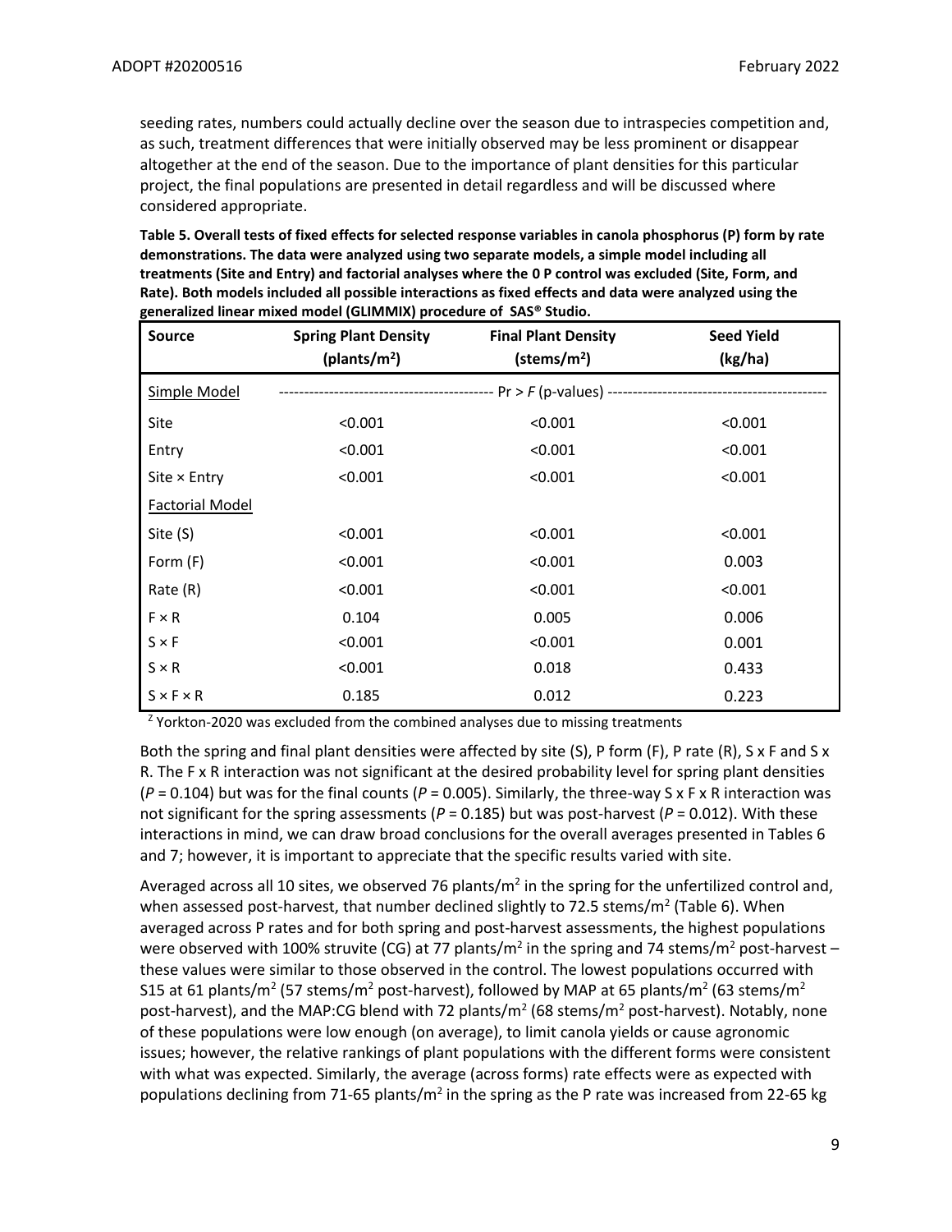seeding rates, numbers could actually decline over the season due to intraspecies competition and, as such, treatment differences that were initially observed may be less prominent or disappear altogether at the end of the season. Due to the importance of plant densities for this particular project, the final populations are presented in detail regardless and will be discussed where considered appropriate.

**Table 5. Overall tests of fixed effects for selected response variables in canola phosphorus (P) form by rate demonstrations. The data were analyzed using two separate models, a simple model including all treatments (Site and Entry) and factorial analyses where the 0 P control was excluded (Site, Form, and Rate). Both models included all possible interactions as fixed effects and data were analyzed using the generalized linear mixed model (GLIMMIX) procedure of SAS® Studio.**

| Source | Spring Plant Density (plants/m$^2$) | Final Plant Density (stems/m$^2$) | Seed Yield (kg/ha) |
|---|---|---|---|
| Simple Model | ---------- | Pr > *F* (p-values) | ---------- |
| Site | <0.001 | <0.001 | <0.001 |
| Entry | <0.001 | <0.001 | <0.001 |
| Site × Entry | <0.001 | <0.001 | <0.001 |
| Factorial Model | | | |
| Site (S) | <0.001 | <0.001 | <0.001 |
| Form (F) | <0.001 | <0.001 | 0.003 |
| Rate (R) | <0.001 | <0.001 | <0.001 |
| F × R | 0.104 | 0.005 | 0.006 |
| S × F | <0.001 | <0.001 | 0.001 |
| S × R | <0.001 | 0.018 | 0.433 |
| S × F × R | 0.185 | 0.012 | 0.223 |

[Z] Yorkton-2020 was excluded from the combined analyses due to missing treatments

Both the spring and final plant densities were affected by site (S), P form (F), P rate (R), S x F and S x R. The F x R interaction was not significant at the desired probability level for spring plant densities (*P* = 0.104) but was for the final counts (*P* = 0.005). Similarly, the three-way S x F x R interaction was not significant for the spring assessments (*P* = 0.185) but was post-harvest (*P* = 0.012). With these interactions in mind, we can draw broad conclusions for the overall averages presented in Tables 6 and 7; however, it is important to appreciate that the specific results varied with site.

Averaged across all 10 sites, we observed 76 plants/m$^2$ in the spring for the unfertilized control and, when assessed post-harvest, that number declined slightly to 72.5 stems/m$^2$ (Table 6). When averaged across P rates and for both spring and post-harvest assessments, the highest populations were observed with 100% struvite (CG) at 77 plants/m$^2$ in the spring and 74 stems/m$^2$ post-harvest – these values were similar to those observed in the control. The lowest populations occurred with S15 at 61 plants/m$^2$ (57 stems/m$^2$ post-harvest), followed by MAP at 65 plants/m$^2$ (63 stems/m$^2$ post-harvest), and the MAP:CG blend with 72 plants/m$^2$ (68 stems/m$^2$ post-harvest). Notably, none of these populations were low enough (on average), to limit canola yields or cause agronomic issues; however, the relative rankings of plant populations with the different forms were consistent with what was expected. Similarly, the average (across forms) rate effects were as expected with populations declining from 71-65 plants/m$^2$ in the spring as the P rate was increased from 22-65 kg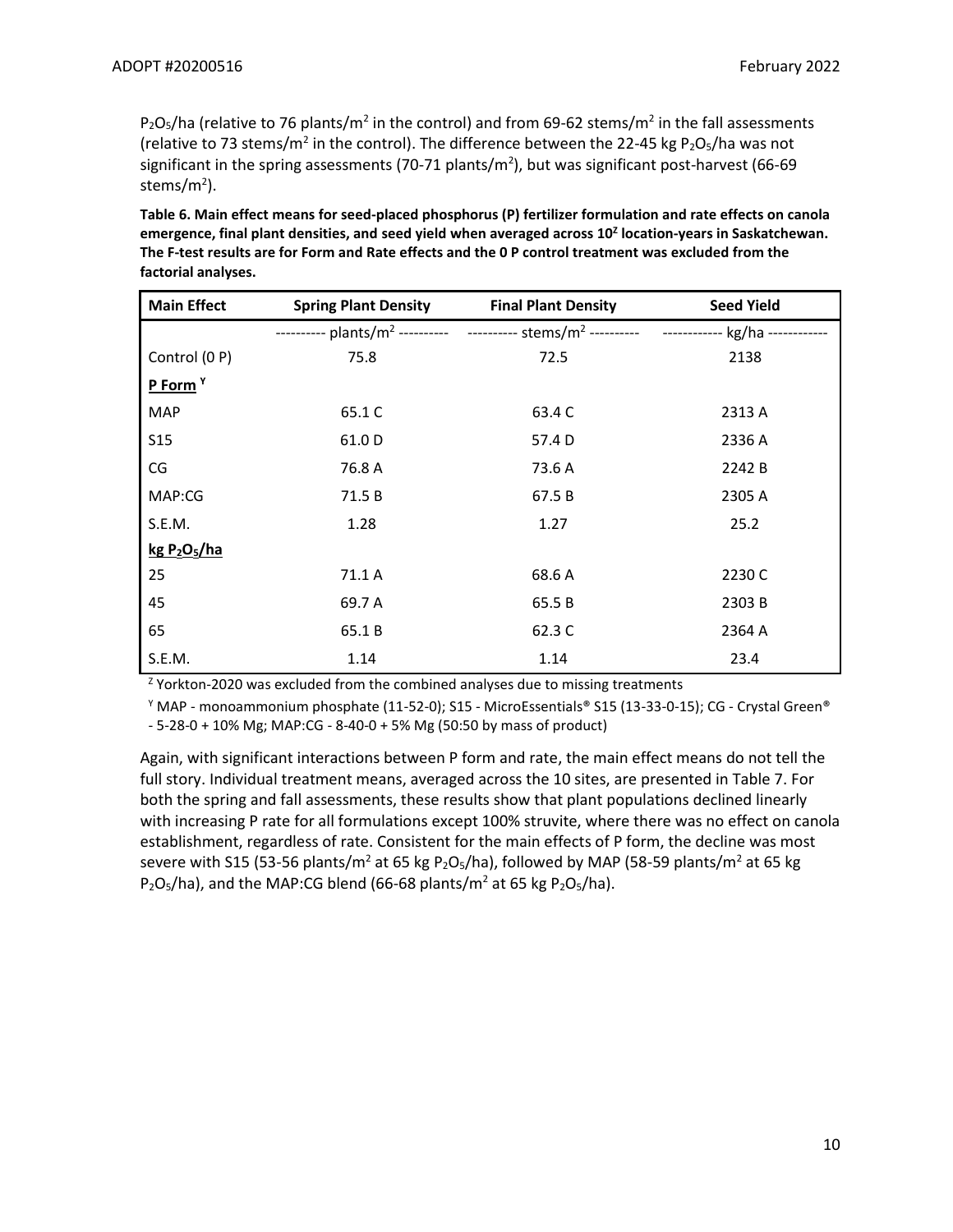$P_2O_5$/ha (relative to 76 plants/m$^2$ in the control) and from 69-62 stems/m$^2$ in the fall assessments (relative to 73 stems/m$^2$ in the control). The difference between the 22-45 kg $P_2O_5$/ha was not significant in the spring assessments (70-71 plants/m$^2$), but was significant post-harvest (66-69 stems/m$^2$).

**Table 6. Main effect means for seed-placed phosphorus (P) fertilizer formulation and rate effects on canola emergence, final plant densities, and seed yield when averaged across 10[Z] location-years in Saskatchewan. The F-test results are for Form and Rate effects and the 0 P control treatment was excluded from the factorial analyses.**

| Main Effect | Spring Plant Density | Final Plant Density | Seed Yield |
|---|---|---|---|
| | ---------- plants/m$^2$ ---------- | ---------- stems/m$^2$ ---------- | ------------ kg/ha ------------ |
| Control (0 P) | 75.8 | 72.5 | 2138 |
| **P Form [Y]** | | | |
| MAP | 65.1 C | 63.4 C | 2313 A |
| S15 | 61.0 D | 57.4 D | 2336 A |
| CG | 76.8 A | 73.6 A | 2242 B |
| MAP:CG | 71.5 B | 67.5 B | 2305 A |
| S.E.M. | 1.28 | 1.27 | 25.2 |
| **kg $P_2O_5$/ha** | | | |
| 25 | 71.1 A | 68.6 A | 2230 C |
| 45 | 69.7 A | 65.5 B | 2303 B |
| 65 | 65.1 B | 62.3 C | 2364 A |
| S.E.M. | 1.14 | 1.14 | 23.4 |

[Z] Yorkton-2020 was excluded from the combined analyses due to missing treatments

[Y] MAP - monoammonium phosphate (11-52-0); S15 - MicroEssentials® S15 (13-33-0-15); CG - Crystal Green® - 5-28-0 + 10% Mg; MAP:CG - 8-40-0 + 5% Mg (50:50 by mass of product)

Again, with significant interactions between P form and rate, the main effect means do not tell the full story. Individual treatment means, averaged across the 10 sites, are presented in Table 7. For both the spring and fall assessments, these results show that plant populations declined linearly with increasing P rate for all formulations except 100% struvite, where there was no effect on canola establishment, regardless of rate. Consistent for the main effects of P form, the decline was most severe with S15 (53-56 plants/m$^2$ at 65 kg $P_2O_5$/ha), followed by MAP (58-59 plants/m$^2$ at 65 kg $P_2O_5$/ha), and the MAP:CG blend (66-68 plants/m$^2$ at 65 kg $P_2O_5$/ha).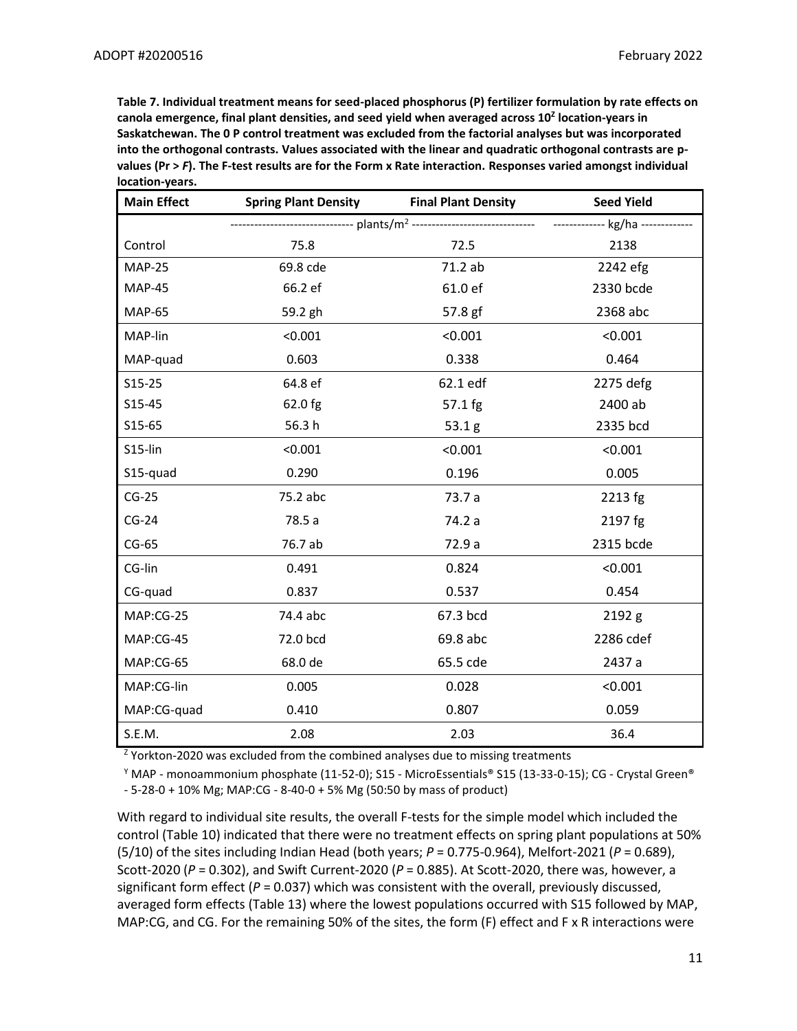**Table 7. Individual treatment means for seed-placed phosphorus (P) fertilizer formulation by rate effects on canola emergence, final plant densities, and seed yield when averaged across 10[Z] location-years in Saskatchewan. The 0 P control treatment was excluded from the factorial analyses but was incorporated into the orthogonal contrasts. Values associated with the linear and quadratic orthogonal contrasts are p-values (Pr > *F*). The F-test results are for the Form x Rate interaction. Responses varied amongst individual location-years.**

| Main Effect | Spring Plant Density | Final Plant Density | Seed Yield |
|---|---|---|---|
| | ------------------------------ plants/m$^2$ ------------------------------ | | ------------- kg/ha ------------- |
| Control | 75.8 | 72.5 | 2138 |
| MAP-25 | 69.8 cde | 71.2 ab | 2242 efg |
| MAP-45 | 66.2 ef | 61.0 ef | 2330 bcde |
| MAP-65 | 59.2 gh | 57.8 gf | 2368 abc |
| MAP-lin | <0.001 | <0.001 | <0.001 |
| MAP-quad | 0.603 | 0.338 | 0.464 |
| S15-25 | 64.8 ef | 62.1 edf | 2275 defg |
| S15-45 | 62.0 fg | 57.1 fg | 2400 ab |
| S15-65 | 56.3 h | 53.1 g | 2335 bcd |
| S15-lin | <0.001 | <0.001 | <0.001 |
| S15-quad | 0.290 | 0.196 | 0.005 |
| CG-25 | 75.2 abc | 73.7 a | 2213 fg |
| CG-24 | 78.5 a | 74.2 a | 2197 fg |
| CG-65 | 76.7 ab | 72.9 a | 2315 bcde |
| CG-lin | 0.491 | 0.824 | <0.001 |
| CG-quad | 0.837 | 0.537 | 0.454 |
| MAP:CG-25 | 74.4 abc | 67.3 bcd | 2192 g |
| MAP:CG-45 | 72.0 bcd | 69.8 abc | 2286 cdef |
| MAP:CG-65 | 68.0 de | 65.5 cde | 2437 a |
| MAP:CG-lin | 0.005 | 0.028 | <0.001 |
| MAP:CG-quad | 0.410 | 0.807 | 0.059 |
| S.E.M. | 2.08 | 2.03 | 36.4 |

[Z] Yorkton-2020 was excluded from the combined analyses due to missing treatments

[Y] MAP - monoammonium phosphate (11-52-0); S15 - MicroEssentials® S15 (13-33-0-15); CG - Crystal Green® - 5-28-0 + 10% Mg; MAP:CG - 8-40-0 + 5% Mg (50:50 by mass of product)

With regard to individual site results, the overall F-tests for the simple model which included the control (Table 10) indicated that there were no treatment effects on spring plant populations at 50% (5/10) of the sites including Indian Head (both years; *P* = 0.775-0.964), Melfort-2021 (*P* = 0.689), Scott-2020 (*P* = 0.302), and Swift Current-2020 (*P* = 0.885). At Scott-2020, there was, however, a significant form effect (*P* = 0.037) which was consistent with the overall, previously discussed, averaged form effects (Table 13) where the lowest populations occurred with S15 followed by MAP, MAP:CG, and CG. For the remaining 50% of the sites, the form (F) effect and F x R interactions were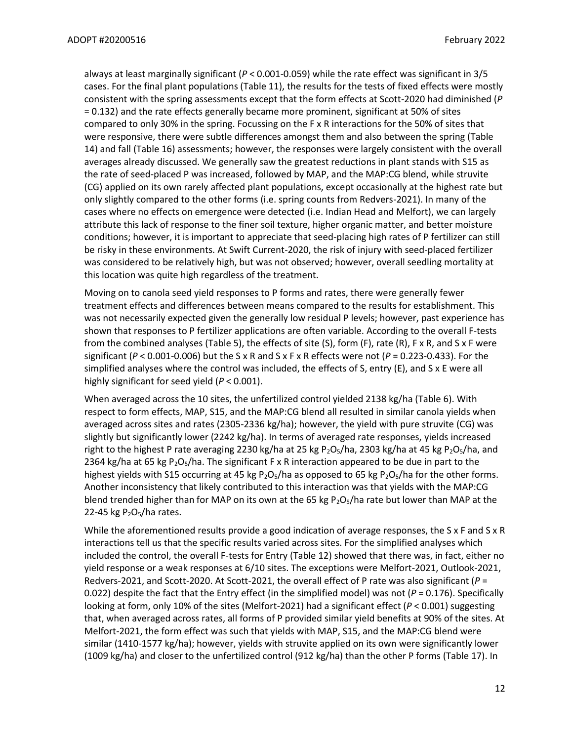always at least marginally significant ($P$ < 0.001-0.059) while the rate effect was significant in 3/5 cases. For the final plant populations (Table 11), the results for the tests of fixed effects were mostly consistent with the spring assessments except that the form effects at Scott-2020 had diminished ($P$ = 0.132) and the rate effects generally became more prominent, significant at 50% of sites compared to only 30% in the spring. Focussing on the F x R interactions for the 50% of sites that were responsive, there were subtle differences amongst them and also between the spring (Table 14) and fall (Table 16) assessments; however, the responses were largely consistent with the overall averages already discussed. We generally saw the greatest reductions in plant stands with S15 as the rate of seed-placed P was increased, followed by MAP, and the MAP:CG blend, while struvite (CG) applied on its own rarely affected plant populations, except occasionally at the highest rate but only slightly compared to the other forms (i.e. spring counts from Redvers-2021). In many of the cases where no effects on emergence were detected (i.e. Indian Head and Melfort), we can largely attribute this lack of response to the finer soil texture, higher organic matter, and better moisture conditions; however, it is important to appreciate that seed-placing high rates of P fertilizer can still be risky in these environments. At Swift Current-2020, the risk of injury with seed-placed fertilizer was considered to be relatively high, but was not observed; however, overall seedling mortality at this location was quite high regardless of the treatment.

Moving on to canola seed yield responses to P forms and rates, there were generally fewer treatment effects and differences between means compared to the results for establishment. This was not necessarily expected given the generally low residual P levels; however, past experience has shown that responses to P fertilizer applications are often variable. According to the overall F-tests from the combined analyses (Table 5), the effects of site (S), form (F), rate (R), F x R, and S x F were significant ($P$ < 0.001-0.006) but the S x R and S x F x R effects were not ($P$ = 0.223-0.433). For the simplified analyses where the control was included, the effects of S, entry (E), and S x E were all highly significant for seed yield ($P$ < 0.001).

When averaged across the 10 sites, the unfertilized control yielded 2138 kg/ha (Table 6). With respect to form effects, MAP, S15, and the MAP:CG blend all resulted in similar canola yields when averaged across sites and rates (2305-2336 kg/ha); however, the yield with pure struvite (CG) was slightly but significantly lower (2242 kg/ha). In terms of averaged rate responses, yields increased right to the highest P rate averaging 2230 kg/ha at 25 kg $P_2O_5$/ha, 2303 kg/ha at 45 kg $P_2O_5$/ha, and 2364 kg/ha at 65 kg $P_2O_5$/ha. The significant F x R interaction appeared to be due in part to the highest yields with S15 occurring at 45 kg $P_2O_5$/ha as opposed to 65 kg $P_2O_5$/ha for the other forms. Another inconsistency that likely contributed to this interaction was that yields with the MAP:CG blend trended higher than for MAP on its own at the 65 kg $P_2O_5$/ha rate but lower than MAP at the 22-45 kg $P_2O_5$/ha rates.

While the aforementioned results provide a good indication of average responses, the S x F and S x R interactions tell us that the specific results varied across sites. For the simplified analyses which included the control, the overall F-tests for Entry (Table 12) showed that there was, in fact, either no yield response or a weak responses at 6/10 sites. The exceptions were Melfort-2021, Outlook-2021, Redvers-2021, and Scott-2020. At Scott-2021, the overall effect of P rate was also significant ($P$ = 0.022) despite the fact that the Entry effect (in the simplified model) was not ($P$ = 0.176). Specifically looking at form, only 10% of the sites (Melfort-2021) had a significant effect ($P$ < 0.001) suggesting that, when averaged across rates, all forms of P provided similar yield benefits at 90% of the sites. At Melfort-2021, the form effect was such that yields with MAP, S15, and the MAP:CG blend were similar (1410-1577 kg/ha); however, yields with struvite applied on its own were significantly lower (1009 kg/ha) and closer to the unfertilized control (912 kg/ha) than the other P forms (Table 17). In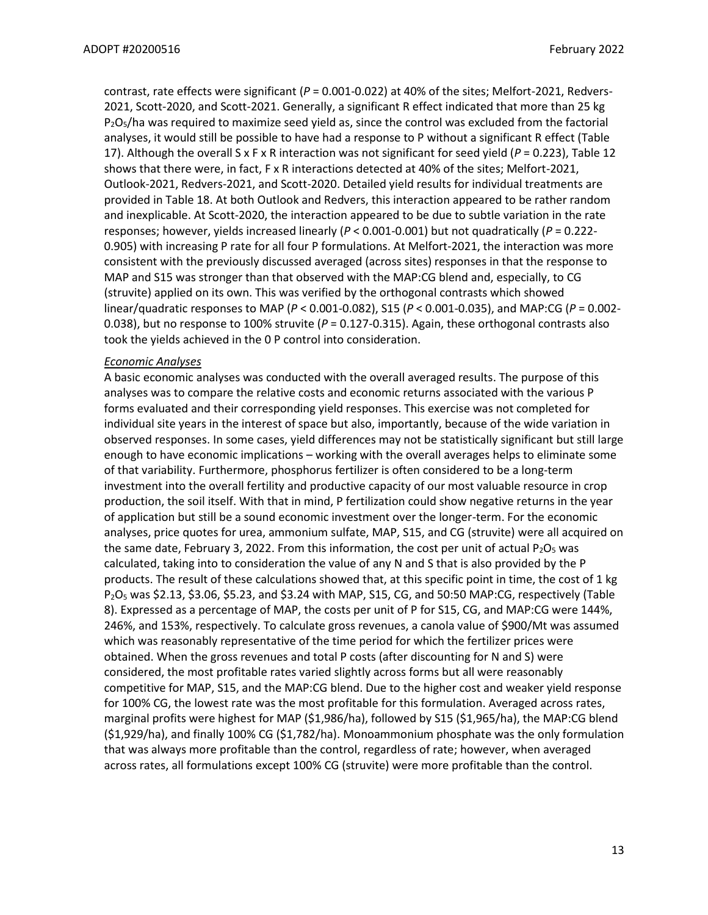contrast, rate effects were significant (*P* = 0.001-0.022) at 40% of the sites; Melfort-2021, Redvers-2021, Scott-2020, and Scott-2021. Generally, a significant R effect indicated that more than 25 kg $P_2O_5$/ha was required to maximize seed yield as, since the control was excluded from the factorial analyses, it would still be possible to have had a response to P without a significant R effect (Table 17). Although the overall S x F x R interaction was not significant for seed yield (*P* = 0.223), Table 12 shows that there were, in fact, F x R interactions detected at 40% of the sites; Melfort-2021, Outlook-2021, Redvers-2021, and Scott-2020. Detailed yield results for individual treatments are provided in Table 18. At both Outlook and Redvers, this interaction appeared to be rather random and inexplicable. At Scott-2020, the interaction appeared to be due to subtle variation in the rate responses; however, yields increased linearly (*P* < 0.001-0.001) but not quadratically (*P* = 0.222-0.905) with increasing P rate for all four P formulations. At Melfort-2021, the interaction was more consistent with the previously discussed averaged (across sites) responses in that the response to MAP and S15 was stronger than that observed with the MAP:CG blend and, especially, to CG (struvite) applied on its own. This was verified by the orthogonal contrasts which showed linear/quadratic responses to MAP (*P* < 0.001-0.082), S15 (*P* < 0.001-0.035), and MAP:CG (*P* = 0.002-0.038), but no response to 100% struvite (*P* = 0.127-0.315). Again, these orthogonal contrasts also took the yields achieved in the 0 P control into consideration.

*Economic Analyses*

A basic economic analyses was conducted with the overall averaged results. The purpose of this analyses was to compare the relative costs and economic returns associated with the various P forms evaluated and their corresponding yield responses. This exercise was not completed for individual site years in the interest of space but also, importantly, because of the wide variation in observed responses. In some cases, yield differences may not be statistically significant but still large enough to have economic implications – working with the overall averages helps to eliminate some of that variability. Furthermore, phosphorus fertilizer is often considered to be a long-term investment into the overall fertility and productive capacity of our most valuable resource in crop production, the soil itself. With that in mind, P fertilization could show negative returns in the year of application but still be a sound economic investment over the longer-term. For the economic analyses, price quotes for urea, ammonium sulfate, MAP, S15, and CG (struvite) were all acquired on the same date, February 3, 2022. From this information, the cost per unit of actual $P_2O_5$ was calculated, taking into to consideration the value of any N and S that is also provided by the P products. The result of these calculations showed that, at this specific point in time, the cost of 1 kg $P_2O_5$ was \$2.13, \$3.06, \$5.23, and \$3.24 with MAP, S15, CG, and 50:50 MAP:CG, respectively (Table 8). Expressed as a percentage of MAP, the costs per unit of P for S15, CG, and MAP:CG were 144%, 246%, and 153%, respectively. To calculate gross revenues, a canola value of \$900/Mt was assumed which was reasonably representative of the time period for which the fertilizer prices were obtained. When the gross revenues and total P costs (after discounting for N and S) were considered, the most profitable rates varied slightly across forms but all were reasonably competitive for MAP, S15, and the MAP:CG blend. Due to the higher cost and weaker yield response for 100% CG, the lowest rate was the most profitable for this formulation. Averaged across rates, marginal profits were highest for MAP (\$1,986/ha), followed by S15 (\$1,965/ha), the MAP:CG blend (\$1,929/ha), and finally 100% CG (\$1,782/ha). Monoammonium phosphate was the only formulation that was always more profitable than the control, regardless of rate; however, when averaged across rates, all formulations except 100% CG (struvite) were more profitable than the control.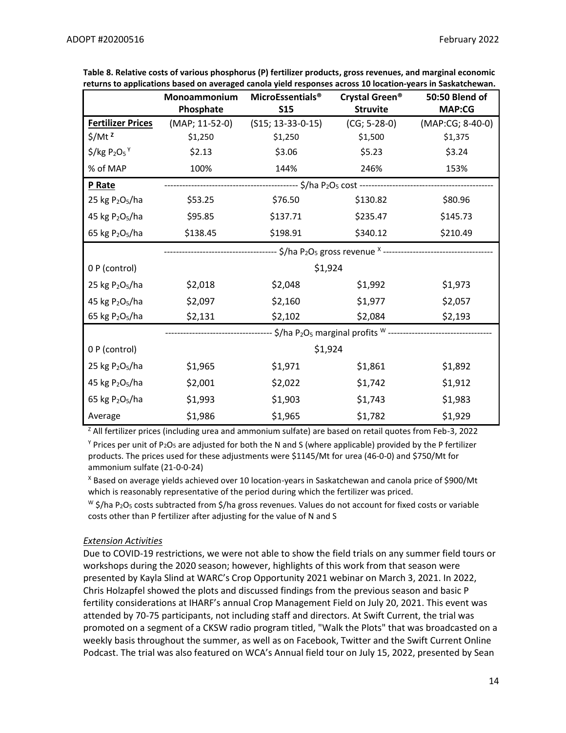**Table 8. Relative costs of various phosphorus (P) fertilizer products, gross revenues, and marginal economic returns to applications based on averaged canola yield responses across 10 location-years in Saskatchewan.**

| | Monoammonium Phosphate | MicroEssentials® S15 | Crystal Green® Struvite | 50:50 Blend of MAP:CG |
|---|---|---|---|---|
| **Fertilizer Prices** | (MAP; 11-52-0) | (S15; 13-33-0-15) | (CG; 5-28-0) | (MAP:CG; 8-40-0) |
| \$/Mt [Z] | \$1,250 | \$1,250 | \$1,500 | \$1,375 |
| \$/kg $P_2O_5$ [Y] | \$2.13 | \$3.06 | \$5.23 | \$3.24 |
| % of MAP | 100% | 144% | 246% | 153% |
| **P Rate** | \$/ha $P_2O_5$ cost | | | |
| 25 kg $P_2O_5$/ha | \$53.25 | \$76.50 | \$130.82 | \$80.96 |
| 45 kg $P_2O_5$/ha | \$95.85 | \$137.71 | \$235.47 | \$145.73 |
| 65 kg $P_2O_5$/ha | \$138.45 | \$198.91 | \$340.12 | \$210.49 |
| | \$/ha $P_2O_5$ gross revenue [X] | | | |
| 0 P (control) | \$1,924 | | | |
| 25 kg $P_2O_5$/ha | \$2,018 | \$2,048 | \$1,992 | \$1,973 |
| 45 kg $P_2O_5$/ha | \$2,097 | \$2,160 | \$1,977 | \$2,057 |
| 65 kg $P_2O_5$/ha | \$2,131 | \$2,102 | \$2,084 | \$2,193 |
| | \$/ha $P_2O_5$ marginal profits [W] | | | |
| 0 P (control) | \$1,924 | | | |
| 25 kg $P_2O_5$/ha | \$1,965 | \$1,971 | \$1,861 | \$1,892 |
| 45 kg $P_2O_5$/ha | \$2,001 | \$2,022 | \$1,742 | \$1,912 |
| 65 kg $P_2O_5$/ha | \$1,993 | \$1,903 | \$1,743 | \$1,983 |
| Average | \$1,986 | \$1,965 | \$1,782 | \$1,929 |

[Z] All fertilizer prices (including urea and ammonium sulfate) are based on retail quotes from Feb-3, 2022

[Y] Prices per unit of $P_2O_5$ are adjusted for both the N and S (where applicable) provided by the P fertilizer products. The prices used for these adjustments were \$1145/Mt for urea (46-0-0) and \$750/Mt for ammonium sulfate (21-0-0-24)

[X] Based on average yields achieved over 10 location-years in Saskatchewan and canola price of \$900/Mt which is reasonably representative of the period during which the fertilizer was priced.

[W] \$/ha $P_2O_5$ costs subtracted from \$/ha gross revenues. Values do not account for fixed costs or variable costs other than P fertilizer after adjusting for the value of N and S

*Extension Activities*

Due to COVID-19 restrictions, we were not able to show the field trials on any summer field tours or workshops during the 2020 season; however, highlights of this work from that season were presented by Kayla Slind at WARC's Crop Opportunity 2021 webinar on March 3, 2021. In 2022, Chris Holzapfel showed the plots and discussed findings from the previous season and basic P fertility considerations at IHARF's annual Crop Management Field on July 20, 2021. This event was attended by 70-75 participants, not including staff and directors. At Swift Current, the trial was promoted on a segment of a CKSW radio program titled, "Walk the Plots" that was broadcasted on a weekly basis throughout the summer, as well as on Facebook, Twitter and the Swift Current Online Podcast. The trial was also featured on WCA's Annual field tour on July 15, 2022, presented by Sean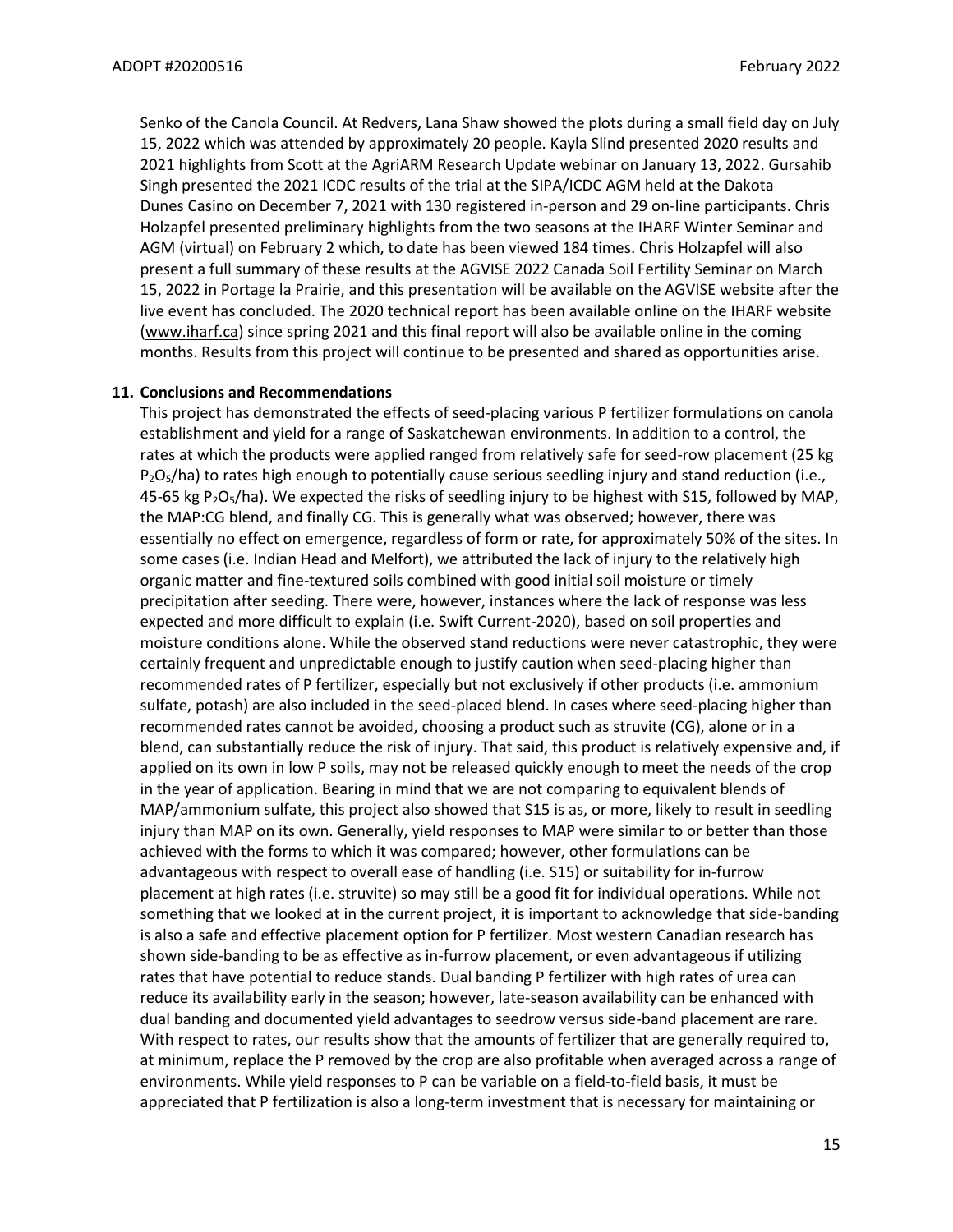Senko of the Canola Council. At Redvers, Lana Shaw showed the plots during a small field day on July 15, 2022 which was attended by approximately 20 people. Kayla Slind presented 2020 results and 2021 highlights from Scott at the AgriARM Research Update webinar on January 13, 2022. Gursahib Singh presented the 2021 ICDC results of the trial at the SIPA/ICDC AGM held at the Dakota Dunes Casino on December 7, 2021 with 130 registered in-person and 29 on-line participants. Chris Holzapfel presented preliminary highlights from the two seasons at the IHARF Winter Seminar and AGM (virtual) on February 2 which, to date has been viewed 184 times. Chris Holzapfel will also present a full summary of these results at the AGVISE 2022 Canada Soil Fertility Seminar on March 15, 2022 in Portage la Prairie, and this presentation will be available on the AGVISE website after the live event has concluded. The 2020 technical report has been available online on the IHARF website (www.iharf.ca) since spring 2021 and this final report will also be available online in the coming months. Results from this project will continue to be presented and shared as opportunities arise.

**11. Conclusions and Recommendations**

This project has demonstrated the effects of seed-placing various P fertilizer formulations on canola establishment and yield for a range of Saskatchewan environments. In addition to a control, the rates at which the products were applied ranged from relatively safe for seed-row placement (25 kg $P_2O_5$/ha) to rates high enough to potentially cause serious seedling injury and stand reduction (i.e., 45-65 kg $P_2O_5$/ha). We expected the risks of seedling injury to be highest with S15, followed by MAP, the MAP:CG blend, and finally CG. This is generally what was observed; however, there was essentially no effect on emergence, regardless of form or rate, for approximately 50% of the sites. In some cases (i.e. Indian Head and Melfort), we attributed the lack of injury to the relatively high organic matter and fine-textured soils combined with good initial soil moisture or timely precipitation after seeding. There were, however, instances where the lack of response was less expected and more difficult to explain (i.e. Swift Current-2020), based on soil properties and moisture conditions alone. While the observed stand reductions were never catastrophic, they were certainly frequent and unpredictable enough to justify caution when seed-placing higher than recommended rates of P fertilizer, especially but not exclusively if other products (i.e. ammonium sulfate, potash) are also included in the seed-placed blend. In cases where seed-placing higher than recommended rates cannot be avoided, choosing a product such as struvite (CG), alone or in a blend, can substantially reduce the risk of injury. That said, this product is relatively expensive and, if applied on its own in low P soils, may not be released quickly enough to meet the needs of the crop in the year of application. Bearing in mind that we are not comparing to equivalent blends of MAP/ammonium sulfate, this project also showed that S15 is as, or more, likely to result in seedling injury than MAP on its own. Generally, yield responses to MAP were similar to or better than those achieved with the forms to which it was compared; however, other formulations can be advantageous with respect to overall ease of handling (i.e. S15) or suitability for in-furrow placement at high rates (i.e. struvite) so may still be a good fit for individual operations. While not something that we looked at in the current project, it is important to acknowledge that side-banding is also a safe and effective placement option for P fertilizer. Most western Canadian research has shown side-banding to be as effective as in-furrow placement, or even advantageous if utilizing rates that have potential to reduce stands. Dual banding P fertilizer with high rates of urea can reduce its availability early in the season; however, late-season availability can be enhanced with dual banding and documented yield advantages to seedrow versus side-band placement are rare. With respect to rates, our results show that the amounts of fertilizer that are generally required to, at minimum, replace the P removed by the crop are also profitable when averaged across a range of environments. While yield responses to P can be variable on a field-to-field basis, it must be appreciated that P fertilization is also a long-term investment that is necessary for maintaining or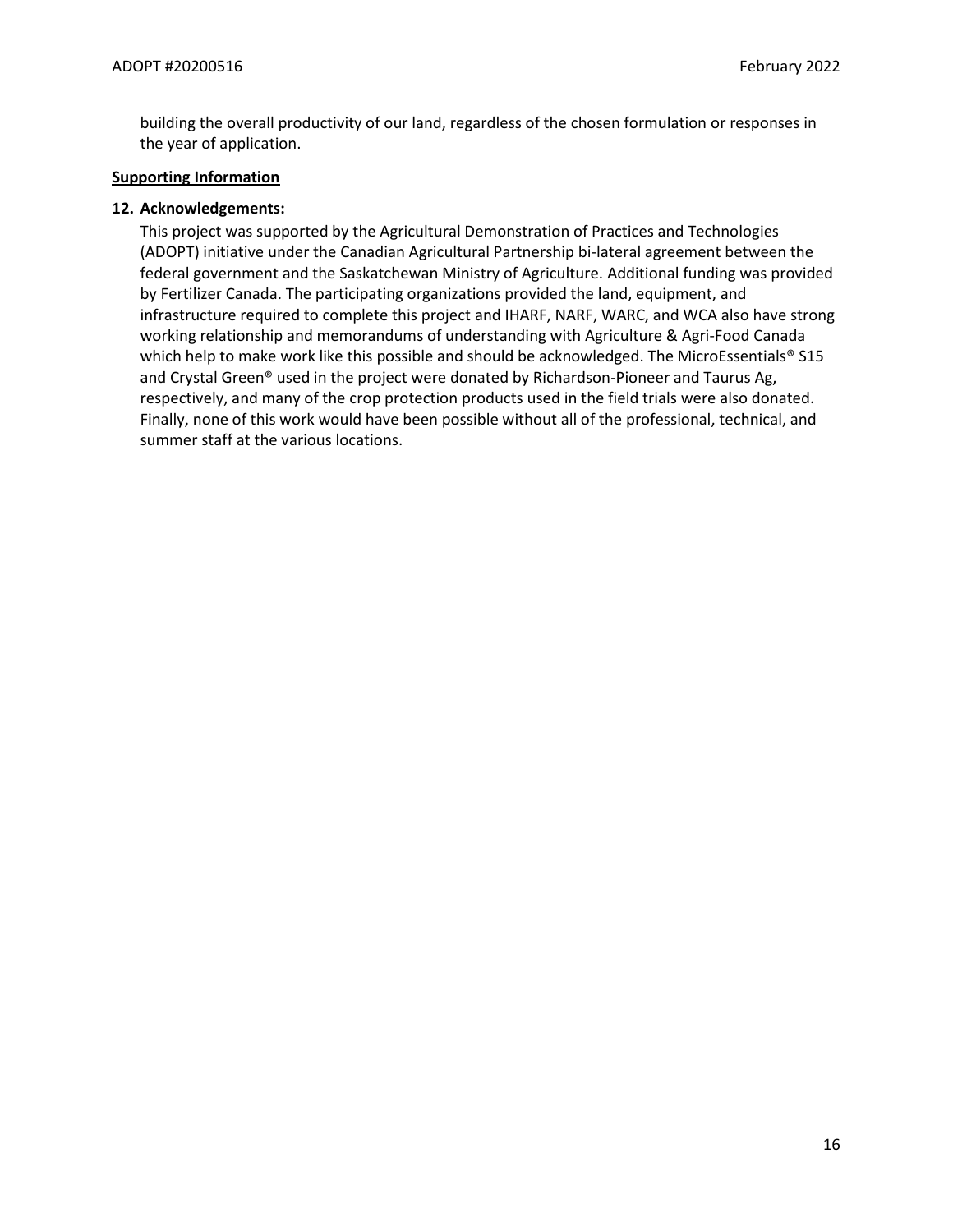building the overall productivity of our land, regardless of the chosen formulation or responses in the year of application.

**Supporting Information**

## 12. Acknowledgements:

This project was supported by the Agricultural Demonstration of Practices and Technologies (ADOPT) initiative under the Canadian Agricultural Partnership bi-lateral agreement between the federal government and the Saskatchewan Ministry of Agriculture. Additional funding was provided by Fertilizer Canada. The participating organizations provided the land, equipment, and infrastructure required to complete this project and IHARF, NARF, WARC, and WCA also have strong working relationship and memorandums of understanding with Agriculture & Agri-Food Canada which help to make work like this possible and should be acknowledged. The MicroEssentials® S15 and Crystal Green® used in the project were donated by Richardson-Pioneer and Taurus Ag, respectively, and many of the crop protection products used in the field trials were also donated. Finally, none of this work would have been possible without all of the professional, technical, and summer staff at the various locations.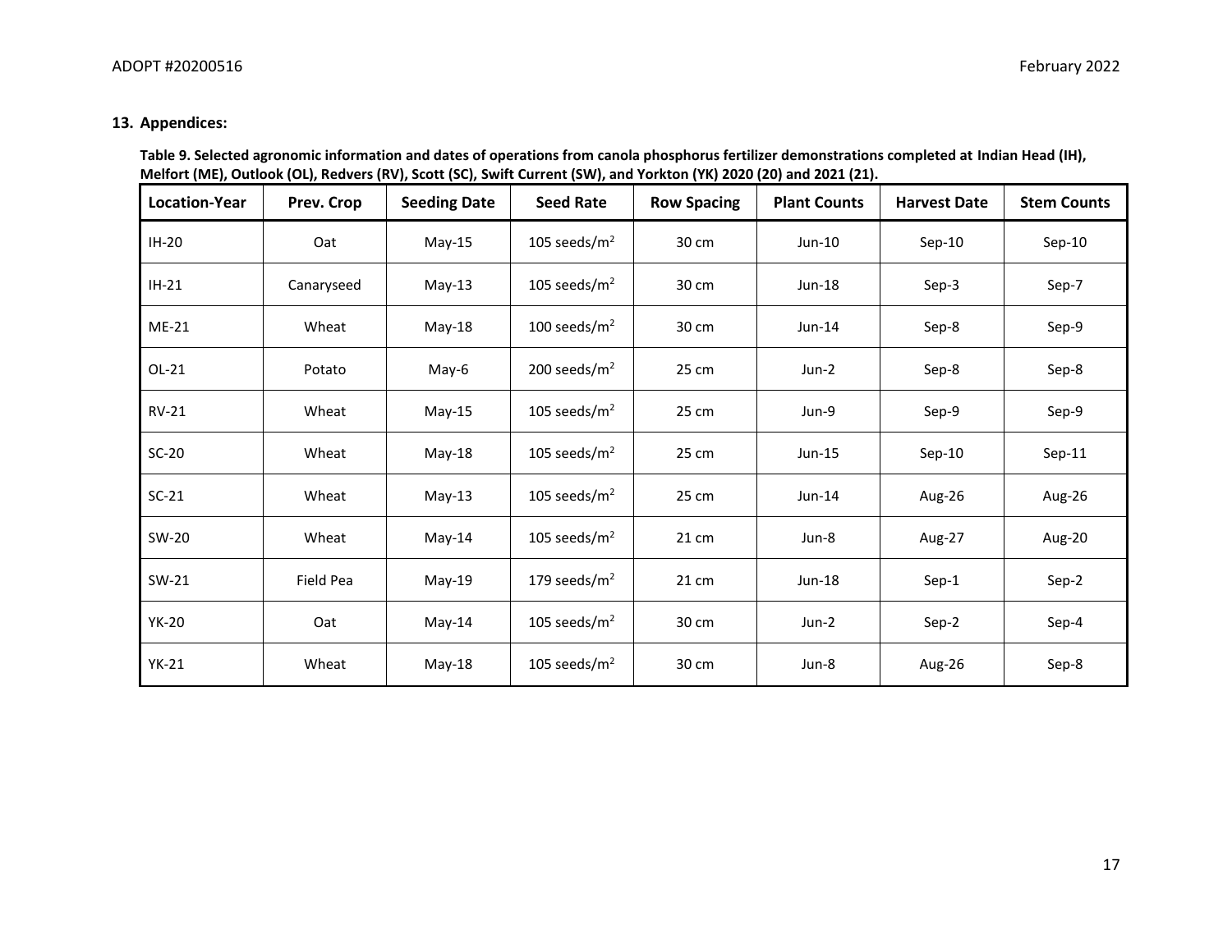## 13. Appendices:

**Table 9. Selected agronomic information and dates of operations from canola phosphorus fertilizer demonstrations completed at Indian Head (IH), Melfort (ME), Outlook (OL), Redvers (RV), Scott (SC), Swift Current (SW), and Yorkton (YK) 2020 (20) and 2021 (21).**

| Location-Year | Prev. Crop | Seeding Date | Seed Rate | Row Spacing | Plant Counts | Harvest Date | Stem Counts |
|---|---|---|---|---|---|---|---|
| IH-20 | Oat | May-15 | 105 seeds/m$^2$ | 30 cm | Jun-10 | Sep-10 | Sep-10 |
| IH-21 | Canaryseed | May-13 | 105 seeds/m$^2$ | 30 cm | Jun-18 | Sep-3 | Sep-7 |
| ME-21 | Wheat | May-18 | 100 seeds/m$^2$ | 30 cm | Jun-14 | Sep-8 | Sep-9 |
| OL-21 | Potato | May-6 | 200 seeds/m$^2$ | 25 cm | Jun-2 | Sep-8 | Sep-8 |
| RV-21 | Wheat | May-15 | 105 seeds/m$^2$ | 25 cm | Jun-9 | Sep-9 | Sep-9 |
| SC-20 | Wheat | May-18 | 105 seeds/m$^2$ | 25 cm | Jun-15 | Sep-10 | Sep-11 |
| SC-21 | Wheat | May-13 | 105 seeds/m$^2$ | 25 cm | Jun-14 | Aug-26 | Aug-26 |
| SW-20 | Wheat | May-14 | 105 seeds/m$^2$ | 21 cm | Jun-8 | Aug-27 | Aug-20 |
| SW-21 | Field Pea | May-19 | 179 seeds/m$^2$ | 21 cm | Jun-18 | Sep-1 | Sep-2 |
| YK-20 | Oat | May-14 | 105 seeds/m$^2$ | 30 cm | Jun-2 | Sep-2 | Sep-4 |
| YK-21 | Wheat | May-18 | 105 seeds/m$^2$ | 30 cm | Jun-8 | Aug-26 | Sep-8 |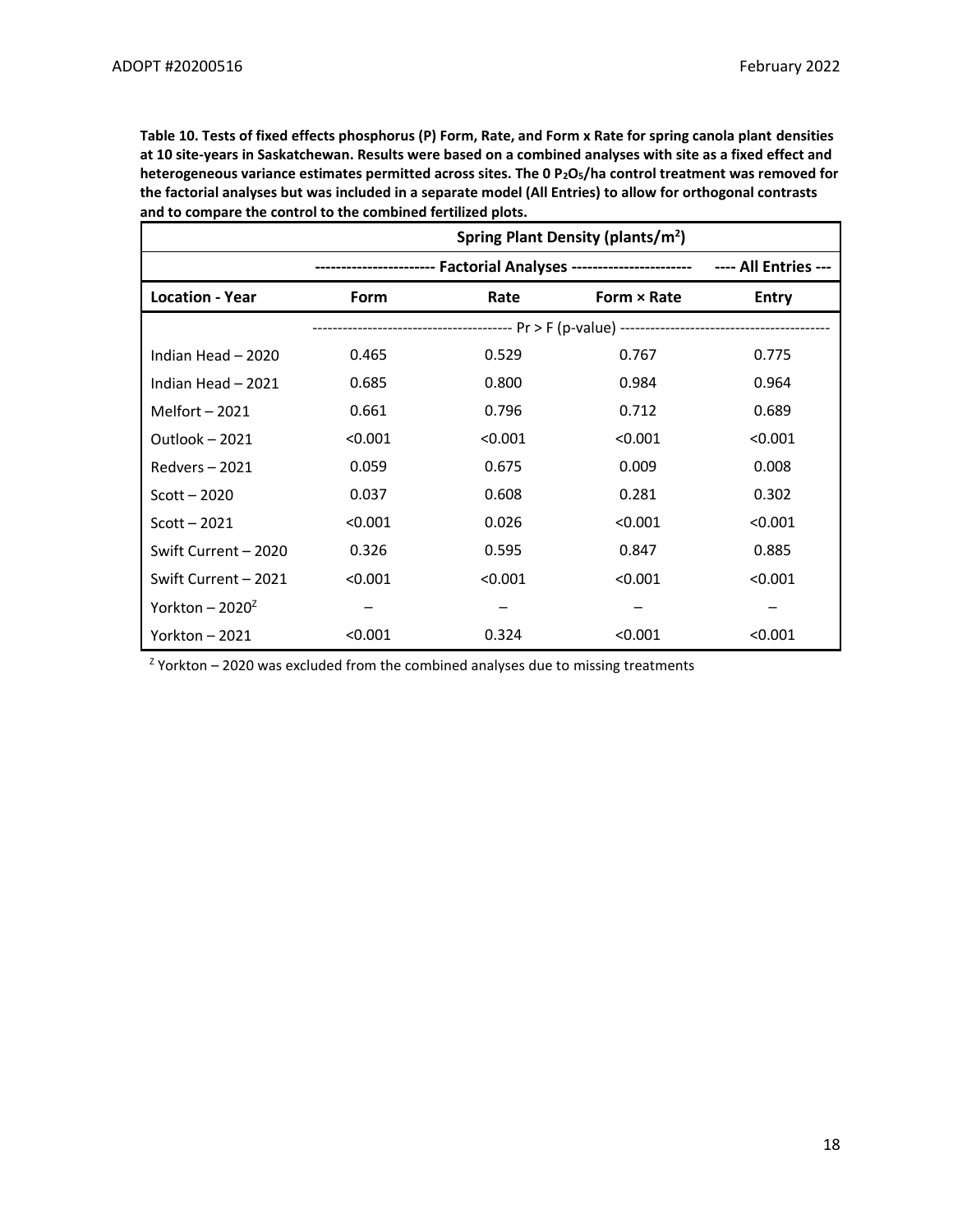**Table 10. Tests of fixed effects phosphorus (P) Form, Rate, and Form x Rate for spring canola plant densities at 10 site-years in Saskatchewan. Results were based on a combined analyses with site as a fixed effect and heterogeneous variance estimates permitted across sites. The 0 $P_2O_5$/ha control treatment was removed for the factorial analyses but was included in a separate model (All Entries) to allow for orthogonal contrasts and to compare the control to the combined fertilized plots.**

| | Spring Plant Density (plants/m²) | | | |
|---|---|---|---|---|
| | Factorial Analyses | | | All Entries |
| **Location - Year** | **Form** | **Rate** | **Form × Rate** | **Entry** |
| | Pr > F (p-value) | | | |
| Indian Head – 2020 | 0.465 | 0.529 | 0.767 | 0.775 |
| Indian Head – 2021 | 0.685 | 0.800 | 0.984 | 0.964 |
| Melfort – 2021 | 0.661 | 0.796 | 0.712 | 0.689 |
| Outlook – 2021 | <0.001 | <0.001 | <0.001 | <0.001 |
| Redvers – 2021 | 0.059 | 0.675 | 0.009 | 0.008 |
| Scott – 2020 | 0.037 | 0.608 | 0.281 | 0.302 |
| Scott – 2021 | <0.001 | 0.026 | <0.001 | <0.001 |
| Swift Current – 2020 | 0.326 | 0.595 | 0.847 | 0.885 |
| Swift Current – 2021 | <0.001 | <0.001 | <0.001 | <0.001 |
| Yorkton – 2020[Z] | – | – | – | – |
| Yorkton – 2021 | <0.001 | 0.324 | <0.001 | <0.001 |

[Z] Yorkton – 2020 was excluded from the combined analyses due to missing treatments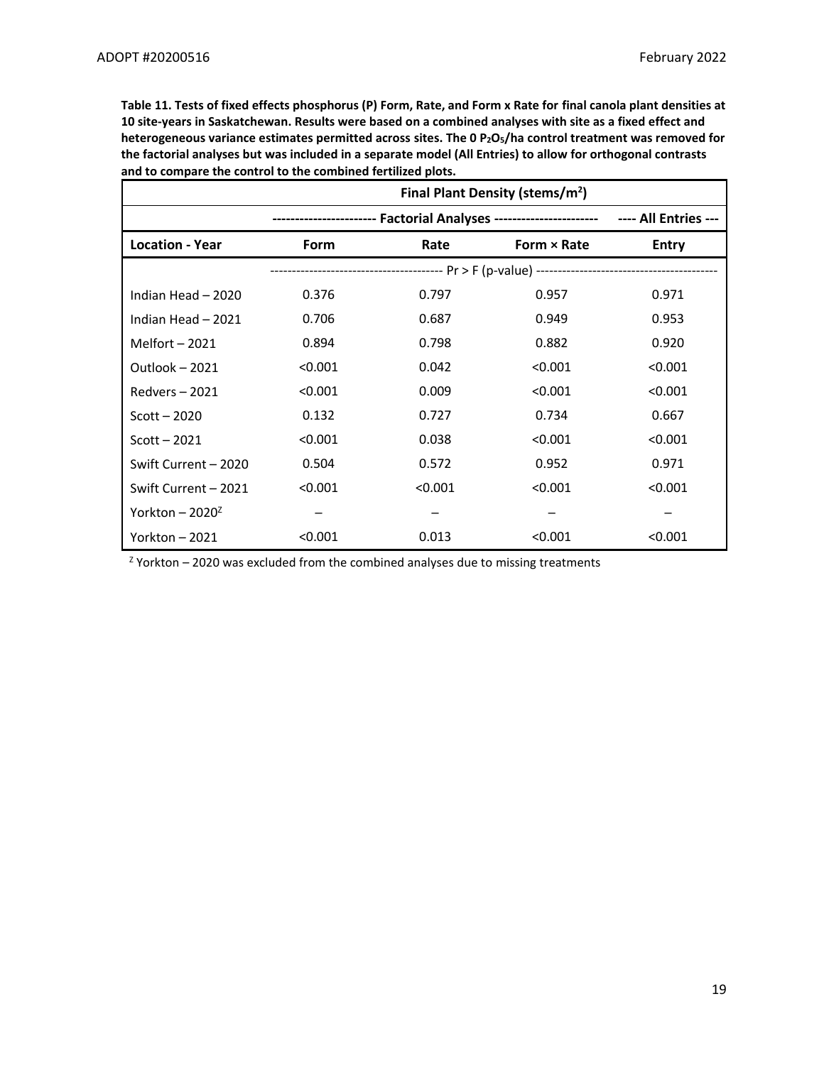**Table 11. Tests of fixed effects phosphorus (P) Form, Rate, and Form x Rate for final canola plant densities at 10 site-years in Saskatchewan. Results were based on a combined analyses with site as a fixed effect and heterogeneous variance estimates permitted across sites. The 0 $P_2O_5$/ha control treatment was removed for the factorial analyses but was included in a separate model (All Entries) to allow for orthogonal contrasts and to compare the control to the combined fertilized plots.**

| | Final Plant Density (stems/m²) | | | |
|---|---|---|---|---|
| | Factorial Analyses | | | All Entries |
| **Location - Year** | **Form** | **Rate** | **Form × Rate** | **Entry** |
| | Pr > F (p-value) | | | |
| Indian Head – 2020 | 0.376 | 0.797 | 0.957 | 0.971 |
| Indian Head – 2021 | 0.706 | 0.687 | 0.949 | 0.953 |
| Melfort – 2021 | 0.894 | 0.798 | 0.882 | 0.920 |
| Outlook – 2021 | <0.001 | 0.042 | <0.001 | <0.001 |
| Redvers – 2021 | <0.001 | 0.009 | <0.001 | <0.001 |
| Scott – 2020 | 0.132 | 0.727 | 0.734 | 0.667 |
| Scott – 2021 | <0.001 | 0.038 | <0.001 | <0.001 |
| Swift Current – 2020 | 0.504 | 0.572 | 0.952 | 0.971 |
| Swift Current – 2021 | <0.001 | <0.001 | <0.001 | <0.001 |
| Yorkton – 2020[Z] | – | – | – | – |
| Yorkton – 2021 | <0.001 | 0.013 | <0.001 | <0.001 |

[Z] Yorkton – 2020 was excluded from the combined analyses due to missing treatments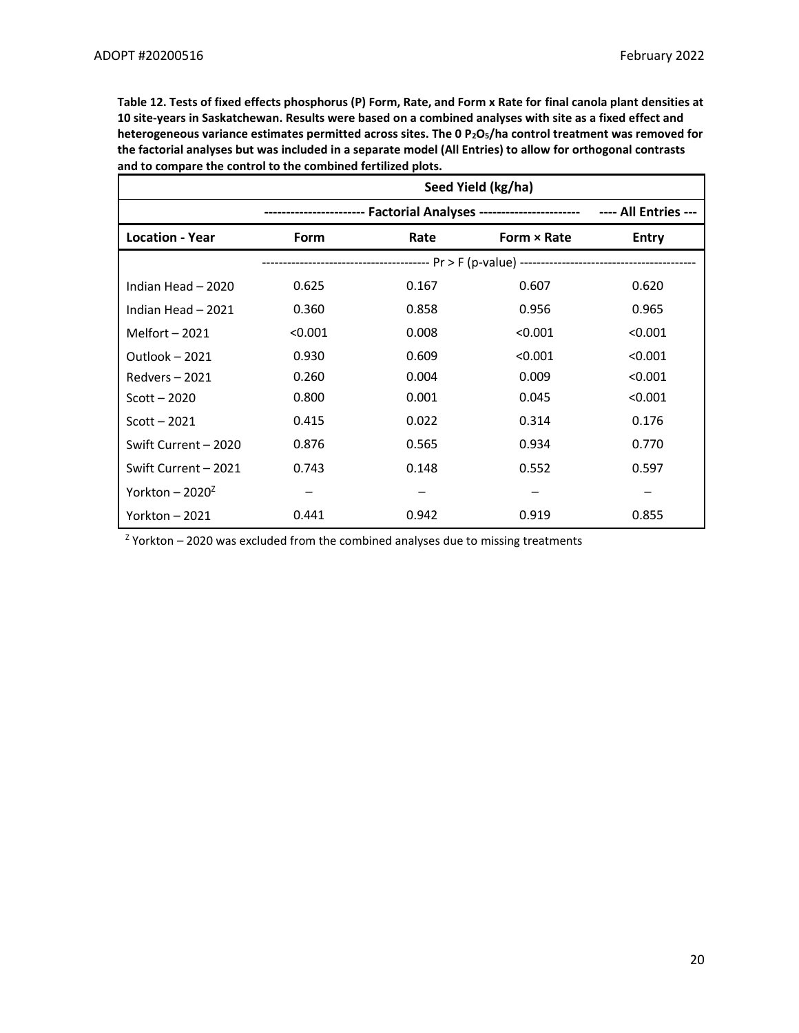**Table 12. Tests of fixed effects phosphorus (P) Form, Rate, and Form x Rate for final canola plant densities at 10 site-years in Saskatchewan. Results were based on a combined analyses with site as a fixed effect and heterogeneous variance estimates permitted across sites. The 0 $P_2O_5$/ha control treatment was removed for the factorial analyses but was included in a separate model (All Entries) to allow for orthogonal contrasts and to compare the control to the combined fertilized plots.**

| | Seed Yield (kg/ha) | | | |
|---|---|---|---|---|
| | Factorial Analyses | | | All Entries |
| **Location - Year** | **Form** | **Rate** | **Form × Rate** | **Entry** |
| | Pr > F (p-value) | | | |
| Indian Head – 2020 | 0.625 | 0.167 | 0.607 | 0.620 |
| Indian Head – 2021 | 0.360 | 0.858 | 0.956 | 0.965 |
| Melfort – 2021 | <0.001 | 0.008 | <0.001 | <0.001 |
| Outlook – 2021 | 0.930 | 0.609 | <0.001 | <0.001 |
| Redvers – 2021 | 0.260 | 0.004 | 0.009 | <0.001 |
| Scott – 2020 | 0.800 | 0.001 | 0.045 | <0.001 |
| Scott – 2021 | 0.415 | 0.022 | 0.314 | 0.176 |
| Swift Current – 2020 | 0.876 | 0.565 | 0.934 | 0.770 |
| Swift Current – 2021 | 0.743 | 0.148 | 0.552 | 0.597 |
| Yorkton – 2020[Z] | – | – | – | – |
| Yorkton – 2021 | 0.441 | 0.942 | 0.919 | 0.855 |

[Z] Yorkton – 2020 was excluded from the combined analyses due to missing treatments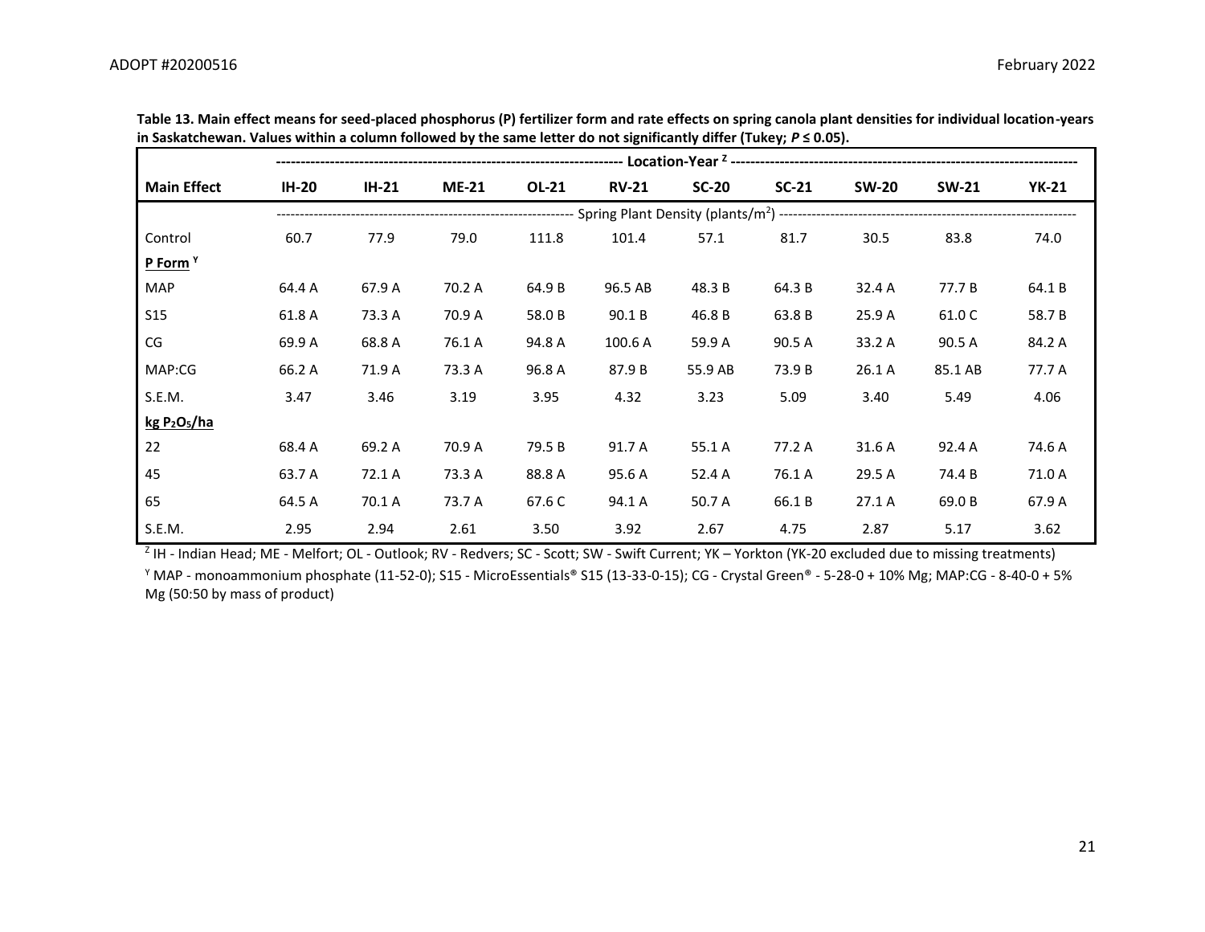**Table 13. Main effect means for seed-placed phosphorus (P) fertilizer form and rate effects on spring canola plant densities for individual location-years in Saskatchewan. Values within a column followed by the same letter do not significantly differ (Tukey; $P \leq 0.05$).**

| | Location-Year [Z] | | | | | | | | | |
|---|---|---|---|---|---|---|---|---|---|---|
| **Main Effect** | **IH-20** | **IH-21** | **ME-21** | **OL-21** | **RV-21** | **SC-20** | **SC-21** | **SW-20** | **SW-21** | **YK-21** |
| | Spring Plant Density (plants/$m^2$) | | | | | | | | | |
| Control | 60.7 | 77.9 | 79.0 | 111.8 | 101.4 | 57.1 | 81.7 | 30.5 | 83.8 | 74.0 |
| **P Form [Y]** | | | | | | | | | | |
| MAP | 64.4 A | 67.9 A | 70.2 A | 64.9 B | 96.5 AB | 48.3 B | 64.3 B | 32.4 A | 77.7 B | 64.1 B |
| S15 | 61.8 A | 73.3 A | 70.9 A | 58.0 B | 90.1 B | 46.8 B | 63.8 B | 25.9 A | 61.0 C | 58.7 B |
| CG | 69.9 A | 68.8 A | 76.1 A | 94.8 A | 100.6 A | 59.9 A | 90.5 A | 33.2 A | 90.5 A | 84.2 A |
| MAP:CG | 66.2 A | 71.9 A | 73.3 A | 96.8 A | 87.9 B | 55.9 AB | 73.9 B | 26.1 A | 85.1 AB | 77.7 A |
| S.E.M. | 3.47 | 3.46 | 3.19 | 3.95 | 4.32 | 3.23 | 5.09 | 3.40 | 5.49 | 4.06 |
| **kg $P_2O_5$/ha** | | | | | | | | | | |
| 22 | 68.4 A | 69.2 A | 70.9 A | 79.5 B | 91.7 A | 55.1 A | 77.2 A | 31.6 A | 92.4 A | 74.6 A |
| 45 | 63.7 A | 72.1 A | 73.3 A | 88.8 A | 95.6 A | 52.4 A | 76.1 A | 29.5 A | 74.4 B | 71.0 A |
| 65 | 64.5 A | 70.1 A | 73.7 A | 67.6 C | 94.1 A | 50.7 A | 66.1 B | 27.1 A | 69.0 B | 67.9 A |
| S.E.M. | 2.95 | 2.94 | 2.61 | 3.50 | 3.92 | 2.67 | 4.75 | 2.87 | 5.17 | 3.62 |

[Z] IH - Indian Head; ME - Melfort; OL - Outlook; RV - Redvers; SC - Scott; SW - Swift Current; YK – Yorkton (YK-20 excluded due to missing treatments)

[Y] MAP - monoammonium phosphate (11-52-0); S15 - MicroEssentials® S15 (13-33-0-15); CG - Crystal Green® - 5-28-0 + 10% Mg; MAP:CG - 8-40-0 + 5% Mg (50:50 by mass of product)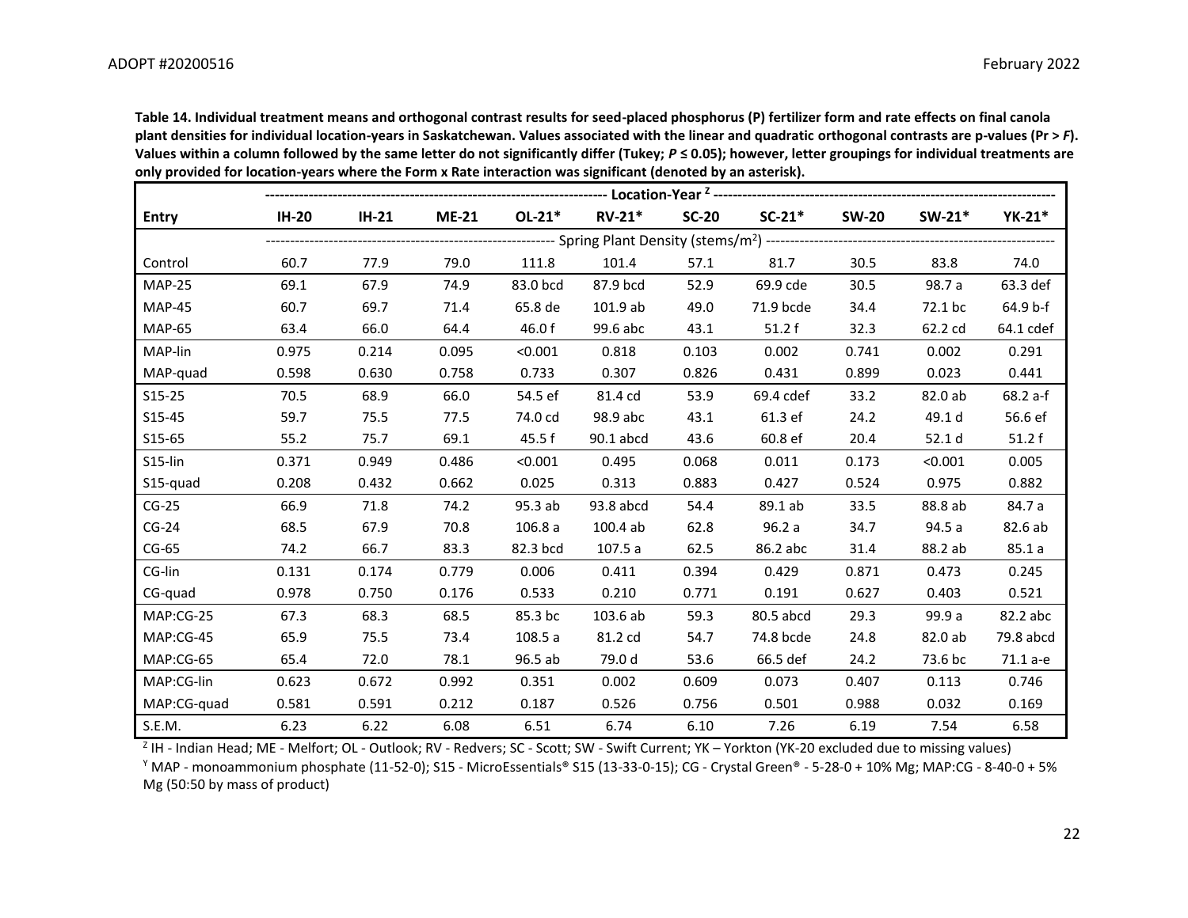**Table 14. Individual treatment means and orthogonal contrast results for seed-placed phosphorus (P) fertilizer form and rate effects on final canola plant densities for individual location-years in Saskatchewan. Values associated with the linear and quadratic orthogonal contrasts are p-values (Pr > *F*). Values within a column followed by the same letter do not significantly differ (Tukey; *P* ≤ 0.05); however, letter groupings for individual treatments are only provided for location-years where the Form x Rate interaction was significant (denoted by an asterisk).**

| | Location-Year [Z] | | | | | | | | | |
|---|---|---|---|---|---|---|---|---|---|---|
| **Entry** | **IH-20** | **IH-21** | **ME-21** | **OL-21*** | **RV-21*** | **SC-20** | **SC-21*** | **SW-20** | **SW-21*** | **YK-21*** |
| | Spring Plant Density (stems/m$^2$) | | | | | | | | | |
| Control | 60.7 | 77.9 | 79.0 | 111.8 | 101.4 | 57.1 | 81.7 | 30.5 | 83.8 | 74.0 |
| MAP-25 | 69.1 | 67.9 | 74.9 | 83.0 bcd | 87.9 bcd | 52.9 | 69.9 cde | 30.5 | 98.7 a | 63.3 def |
| MAP-45 | 60.7 | 69.7 | 71.4 | 65.8 de | 101.9 ab | 49.0 | 71.9 bcde | 34.4 | 72.1 bc | 64.9 b-f |
| MAP-65 | 63.4 | 66.0 | 64.4 | 46.0 f | 99.6 abc | 43.1 | 51.2 f | 32.3 | 62.2 cd | 64.1 cdef |
| MAP-lin | 0.975 | 0.214 | 0.095 | <0.001 | 0.818 | 0.103 | 0.002 | 0.741 | 0.002 | 0.291 |
| MAP-quad | 0.598 | 0.630 | 0.758 | 0.733 | 0.307 | 0.826 | 0.431 | 0.899 | 0.023 | 0.441 |
| S15-25 | 70.5 | 68.9 | 66.0 | 54.5 ef | 81.4 cd | 53.9 | 69.4 cdef | 33.2 | 82.0 ab | 68.2 a-f |
| S15-45 | 59.7 | 75.5 | 77.5 | 74.0 cd | 98.9 abc | 43.1 | 61.3 ef | 24.2 | 49.1 d | 56.6 ef |
| S15-65 | 55.2 | 75.7 | 69.1 | 45.5 f | 90.1 abcd | 43.6 | 60.8 ef | 20.4 | 52.1 d | 51.2 f |
| S15-lin | 0.371 | 0.949 | 0.486 | <0.001 | 0.495 | 0.068 | 0.011 | 0.173 | <0.001 | 0.005 |
| S15-quad | 0.208 | 0.432 | 0.662 | 0.025 | 0.313 | 0.883 | 0.427 | 0.524 | 0.975 | 0.882 |
| CG-25 | 66.9 | 71.8 | 74.2 | 95.3 ab | 93.8 abcd | 54.4 | 89.1 ab | 33.5 | 88.8 ab | 84.7 a |
| CG-24 | 68.5 | 67.9 | 70.8 | 106.8 a | 100.4 ab | 62.8 | 96.2 a | 34.7 | 94.5 a | 82.6 ab |
| CG-65 | 74.2 | 66.7 | 83.3 | 82.3 bcd | 107.5 a | 62.5 | 86.2 abc | 31.4 | 88.2 ab | 85.1 a |
| CG-lin | 0.131 | 0.174 | 0.779 | 0.006 | 0.411 | 0.394 | 0.429 | 0.871 | 0.473 | 0.245 |
| CG-quad | 0.978 | 0.750 | 0.176 | 0.533 | 0.210 | 0.771 | 0.191 | 0.627 | 0.403 | 0.521 |
| MAP:CG-25 | 67.3 | 68.3 | 68.5 | 85.3 bc | 103.6 ab | 59.3 | 80.5 abcd | 29.3 | 99.9 a | 82.2 abc |
| MAP:CG-45 | 65.9 | 75.5 | 73.4 | 108.5 a | 81.2 cd | 54.7 | 74.8 bcde | 24.8 | 82.0 ab | 79.8 abcd |
| MAP:CG-65 | 65.4 | 72.0 | 78.1 | 96.5 ab | 79.0 d | 53.6 | 66.5 def | 24.2 | 73.6 bc | 71.1 a-e |
| MAP:CG-lin | 0.623 | 0.672 | 0.992 | 0.351 | 0.002 | 0.609 | 0.073 | 0.407 | 0.113 | 0.746 |
| MAP:CG-quad | 0.581 | 0.591 | 0.212 | 0.187 | 0.526 | 0.756 | 0.501 | 0.988 | 0.032 | 0.169 |
| S.E.M. | 6.23 | 6.22 | 6.08 | 6.51 | 6.74 | 6.10 | 7.26 | 6.19 | 7.54 | 6.58 |

[Z] IH - Indian Head; ME - Melfort; OL - Outlook; RV - Redvers; SC - Scott; SW - Swift Current; YK – Yorkton (YK-20 excluded due to missing values)

[Y] MAP - monoammonium phosphate (11-52-0); S15 - MicroEssentials® S15 (13-33-0-15); CG - Crystal Green® - 5-28-0 + 10% Mg; MAP:CG - 8-40-0 + 5% Mg (50:50 by mass of product)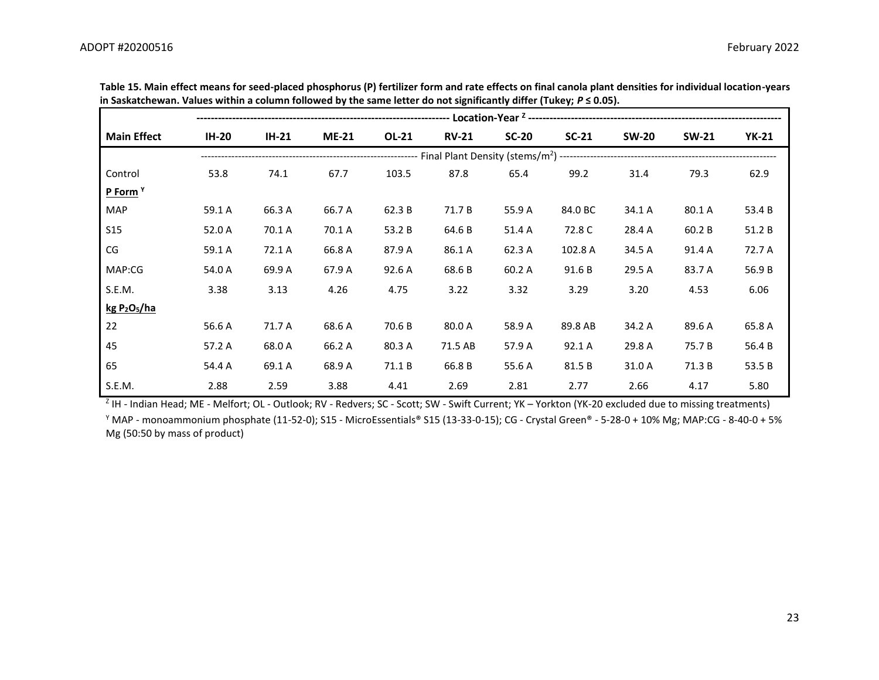**Table 15. Main effect means for seed-placed phosphorus (P) fertilizer form and rate effects on final canola plant densities for individual location-years in Saskatchewan. Values within a column followed by the same letter do not significantly differ (Tukey; $P \leq 0.05$).**

| | Location-Year [Z] | | | | | | | | | |
|---|---|---|---|---|---|---|---|---|---|---|
| **Main Effect** | **IH-20** | **IH-21** | **ME-21** | **OL-21** | **RV-21** | **SC-20** | **SC-21** | **SW-20** | **SW-21** | **YK-21** |
| | Final Plant Density (stems/$m^2$) | | | | | | | | | |
| Control | 53.8 | 74.1 | 67.7 | 103.5 | 87.8 | 65.4 | 99.2 | 31.4 | 79.3 | 62.9 |
| **P Form [Y]** | | | | | | | | | | |
| MAP | 59.1 A | 66.3 A | 66.7 A | 62.3 B | 71.7 B | 55.9 A | 84.0 BC | 34.1 A | 80.1 A | 53.4 B |
| S15 | 52.0 A | 70.1 A | 70.1 A | 53.2 B | 64.6 B | 51.4 A | 72.8 C | 28.4 A | 60.2 B | 51.2 B |
| CG | 59.1 A | 72.1 A | 66.8 A | 87.9 A | 86.1 A | 62.3 A | 102.8 A | 34.5 A | 91.4 A | 72.7 A |
| MAP:CG | 54.0 A | 69.9 A | 67.9 A | 92.6 A | 68.6 B | 60.2 A | 91.6 B | 29.5 A | 83.7 A | 56.9 B |
| S.E.M. | 3.38 | 3.13 | 4.26 | 4.75 | 3.22 | 3.32 | 3.29 | 3.20 | 4.53 | 6.06 |
| **kg $P_2O_5$/ha** | | | | | | | | | | |
| 22 | 56.6 A | 71.7 A | 68.6 A | 70.6 B | 80.0 A | 58.9 A | 89.8 AB | 34.2 A | 89.6 A | 65.8 A |
| 45 | 57.2 A | 68.0 A | 66.2 A | 80.3 A | 71.5 AB | 57.9 A | 92.1 A | 29.8 A | 75.7 B | 56.4 B |
| 65 | 54.4 A | 69.1 A | 68.9 A | 71.1 B | 66.8 B | 55.6 A | 81.5 B | 31.0 A | 71.3 B | 53.5 B |
| S.E.M. | 2.88 | 2.59 | 3.88 | 4.41 | 2.69 | 2.81 | 2.77 | 2.66 | 4.17 | 5.80 |

[Z] IH - Indian Head; ME - Melfort; OL - Outlook; RV - Redvers; SC - Scott; SW - Swift Current; YK – Yorkton (YK-20 excluded due to missing treatments)

[Y] MAP - monoammonium phosphate (11-52-0); S15 - MicroEssentials® S15 (13-33-0-15); CG - Crystal Green® - 5-28-0 + 10% Mg; MAP:CG - 8-40-0 + 5% Mg (50:50 by mass of product)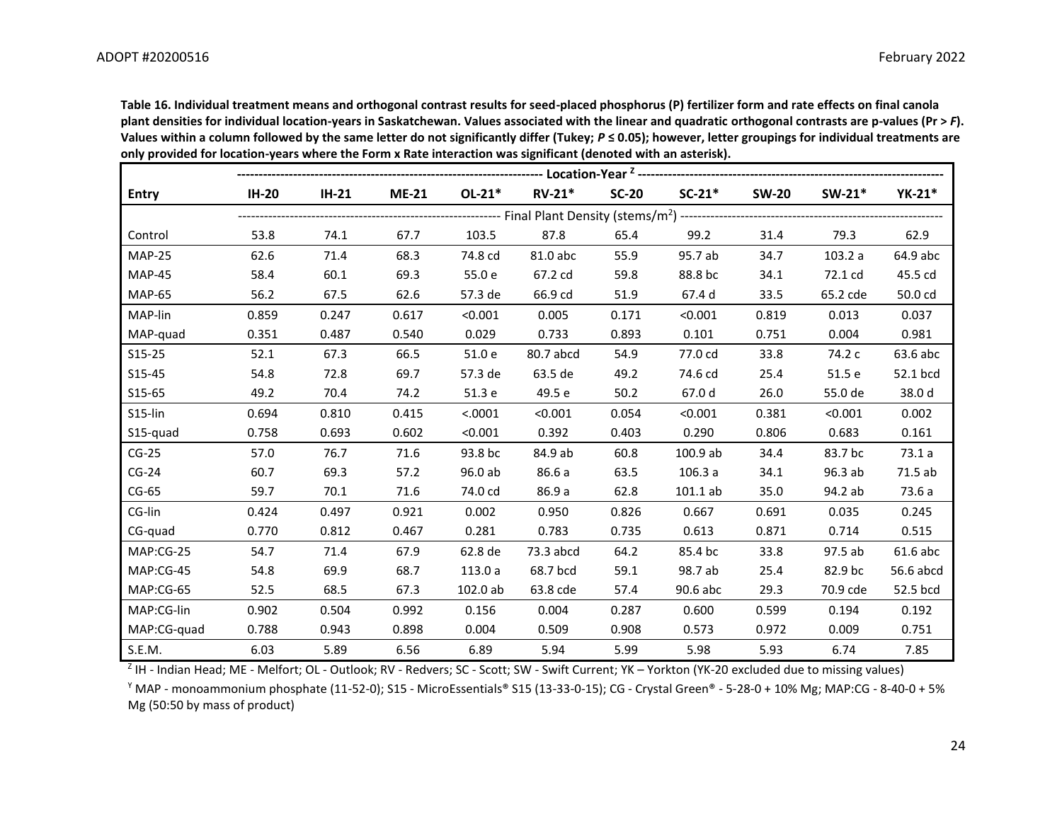**Table 16. Individual treatment means and orthogonal contrast results for seed-placed phosphorus (P) fertilizer form and rate effects on final canola plant densities for individual location-years in Saskatchewan. Values associated with the linear and quadratic orthogonal contrasts are p-values (Pr > *F*). Values within a column followed by the same letter do not significantly differ (Tukey; *P* ≤ 0.05); however, letter groupings for individual treatments are only provided for location-years where the Form x Rate interaction was significant (denoted with an asterisk).**

| | Location-Year [Z] | | | | | | | | | |
|---|---|---|---|---|---|---|---|---|---|---|
| **Entry** | **IH-20** | **IH-21** | **ME-21** | **OL-21*** | **RV-21*** | **SC-20** | **SC-21*** | **SW-20** | **SW-21*** | **YK-21*** |
| | Final Plant Density (stems/m$^2$) | | | | | | | | | |
| Control | 53.8 | 74.1 | 67.7 | 103.5 | 87.8 | 65.4 | 99.2 | 31.4 | 79.3 | 62.9 |
| MAP-25 | 62.6 | 71.4 | 68.3 | 74.8 cd | 81.0 abc | 55.9 | 95.7 ab | 34.7 | 103.2 a | 64.9 abc |
| MAP-45 | 58.4 | 60.1 | 69.3 | 55.0 e | 67.2 cd | 59.8 | 88.8 bc | 34.1 | 72.1 cd | 45.5 cd |
| MAP-65 | 56.2 | 67.5 | 62.6 | 57.3 de | 66.9 cd | 51.9 | 67.4 d | 33.5 | 65.2 cde | 50.0 cd |
| MAP-lin | 0.859 | 0.247 | 0.617 | <0.001 | 0.005 | 0.171 | <0.001 | 0.819 | 0.013 | 0.037 |
| MAP-quad | 0.351 | 0.487 | 0.540 | 0.029 | 0.733 | 0.893 | 0.101 | 0.751 | 0.004 | 0.981 |
| S15-25 | 52.1 | 67.3 | 66.5 | 51.0 e | 80.7 abcd | 54.9 | 77.0 cd | 33.8 | 74.2 c | 63.6 abc |
| S15-45 | 54.8 | 72.8 | 69.7 | 57.3 de | 63.5 de | 49.2 | 74.6 cd | 25.4 | 51.5 e | 52.1 bcd |
| S15-65 | 49.2 | 70.4 | 74.2 | 51.3 e | 49.5 e | 50.2 | 67.0 d | 26.0 | 55.0 de | 38.0 d |
| S15-lin | 0.694 | 0.810 | 0.415 | <.0001 | <0.001 | 0.054 | <0.001 | 0.381 | <0.001 | 0.002 |
| S15-quad | 0.758 | 0.693 | 0.602 | <0.001 | 0.392 | 0.403 | 0.290 | 0.806 | 0.683 | 0.161 |
| CG-25 | 57.0 | 76.7 | 71.6 | 93.8 bc | 84.9 ab | 60.8 | 100.9 ab | 34.4 | 83.7 bc | 73.1 a |
| CG-24 | 60.7 | 69.3 | 57.2 | 96.0 ab | 86.6 a | 63.5 | 106.3 a | 34.1 | 96.3 ab | 71.5 ab |
| CG-65 | 59.7 | 70.1 | 71.6 | 74.0 cd | 86.9 a | 62.8 | 101.1 ab | 35.0 | 94.2 ab | 73.6 a |
| CG-lin | 0.424 | 0.497 | 0.921 | 0.002 | 0.950 | 0.826 | 0.667 | 0.691 | 0.035 | 0.245 |
| CG-quad | 0.770 | 0.812 | 0.467 | 0.281 | 0.783 | 0.735 | 0.613 | 0.871 | 0.714 | 0.515 |
| MAP:CG-25 | 54.7 | 71.4 | 67.9 | 62.8 de | 73.3 abcd | 64.2 | 85.4 bc | 33.8 | 97.5 ab | 61.6 abc |
| MAP:CG-45 | 54.8 | 69.9 | 68.7 | 113.0 a | 68.7 bcd | 59.1 | 98.7 ab | 25.4 | 82.9 bc | 56.6 abcd |
| MAP:CG-65 | 52.5 | 68.5 | 67.3 | 102.0 ab | 63.8 cde | 57.4 | 90.6 abc | 29.3 | 70.9 cde | 52.5 bcd |
| MAP:CG-lin | 0.902 | 0.504 | 0.992 | 0.156 | 0.004 | 0.287 | 0.600 | 0.599 | 0.194 | 0.192 |
| MAP:CG-quad | 0.788 | 0.943 | 0.898 | 0.004 | 0.509 | 0.908 | 0.573 | 0.972 | 0.009 | 0.751 |
| S.E.M. | 6.03 | 5.89 | 6.56 | 6.89 | 5.94 | 5.99 | 5.98 | 5.93 | 6.74 | 7.85 |

[Z] IH - Indian Head; ME - Melfort; OL - Outlook; RV - Redvers; SC - Scott; SW - Swift Current; YK – Yorkton (YK-20 excluded due to missing values)

[Y] MAP - monoammonium phosphate (11-52-0); S15 - MicroEssentials® S15 (13-33-0-15); CG - Crystal Green® - 5-28-0 + 10% Mg; MAP:CG - 8-40-0 + 5% Mg (50:50 by mass of product)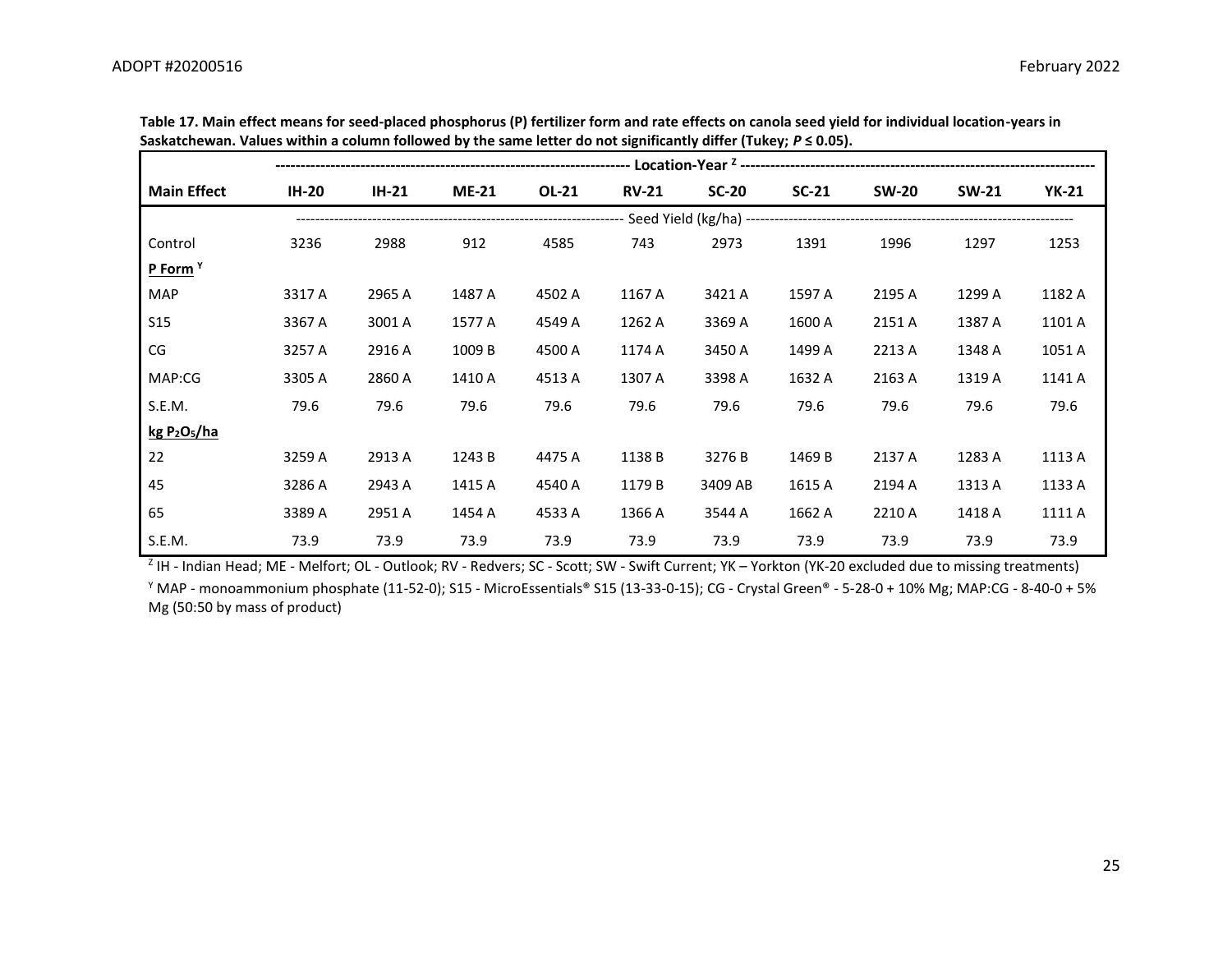**Table 17. Main effect means for seed-placed phosphorus (P) fertilizer form and rate effects on canola seed yield for individual location-years in Saskatchewan. Values within a column followed by the same letter do not significantly differ (Tukey; $P \leq 0.05$).**

| | Location-Year [Z] | | | | | | | | | |
|---|---|---|---|---|---|---|---|---|---|---|
| **Main Effect** | **IH-20** | **IH-21** | **ME-21** | **OL-21** | **RV-21** | **SC-20** | **SC-21** | **SW-20** | **SW-21** | **YK-21** |
| | Seed Yield (kg/ha) | | | | | | | | | |
| Control | 3236 | 2988 | 912 | 4585 | 743 | 2973 | 1391 | 1996 | 1297 | 1253 |
| **P Form [Y]** | | | | | | | | | | |
| MAP | 3317 A | 2965 A | 1487 A | 4502 A | 1167 A | 3421 A | 1597 A | 2195 A | 1299 A | 1182 A |
| S15 | 3367 A | 3001 A | 1577 A | 4549 A | 1262 A | 3369 A | 1600 A | 2151 A | 1387 A | 1101 A |
| CG | 3257 A | 2916 A | 1009 B | 4500 A | 1174 A | 3450 A | 1499 A | 2213 A | 1348 A | 1051 A |
| MAP:CG | 3305 A | 2860 A | 1410 A | 4513 A | 1307 A | 3398 A | 1632 A | 2163 A | 1319 A | 1141 A |
| S.E.M. | 79.6 | 79.6 | 79.6 | 79.6 | 79.6 | 79.6 | 79.6 | 79.6 | 79.6 | 79.6 |
| **kg $P_2O_5$/ha** | | | | | | | | | | |
| 22 | 3259 A | 2913 A | 1243 B | 4475 A | 1138 B | 3276 B | 1469 B | 2137 A | 1283 A | 1113 A |
| 45 | 3286 A | 2943 A | 1415 A | 4540 A | 1179 B | 3409 AB | 1615 A | 2194 A | 1313 A | 1133 A |
| 65 | 3389 A | 2951 A | 1454 A | 4533 A | 1366 A | 3544 A | 1662 A | 2210 A | 1418 A | 1111 A |
| S.E.M. | 73.9 | 73.9 | 73.9 | 73.9 | 73.9 | 73.9 | 73.9 | 73.9 | 73.9 | 73.9 |

[Z] IH - Indian Head; ME - Melfort; OL - Outlook; RV - Redvers; SC - Scott; SW - Swift Current; YK – Yorkton (YK-20 excluded due to missing treatments)

[Y] MAP - monoammonium phosphate (11-52-0); S15 - MicroEssentials® S15 (13-33-0-15); CG - Crystal Green® - 5-28-0 + 10% Mg; MAP:CG - 8-40-0 + 5% Mg (50:50 by mass of product)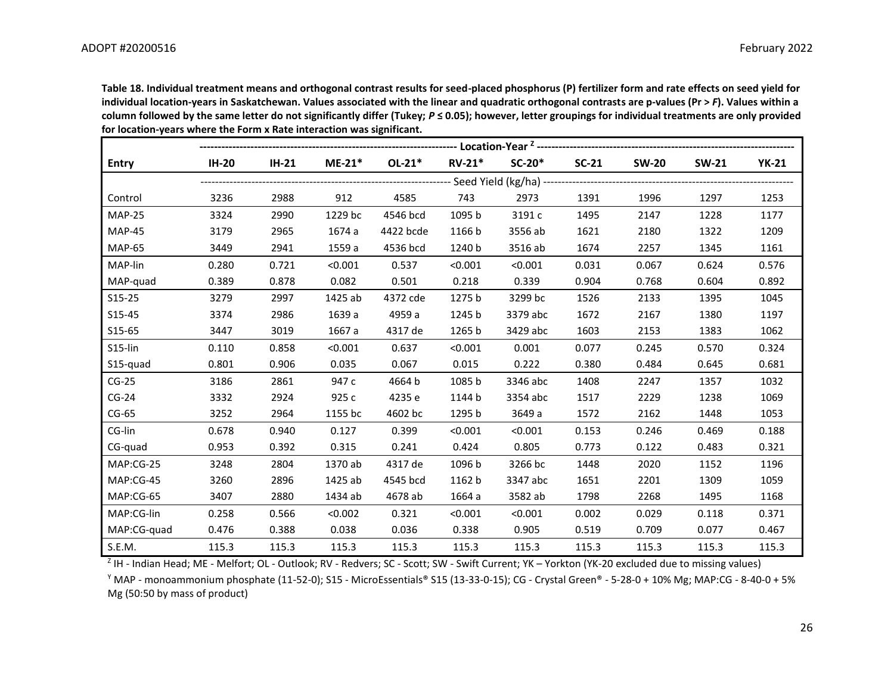**Table 18. Individual treatment means and orthogonal contrast results for seed-placed phosphorus (P) fertilizer form and rate effects on seed yield for individual location-years in Saskatchewan. Values associated with the linear and quadratic orthogonal contrasts are p-values (Pr > *F*). Values within a column followed by the same letter do not significantly differ (Tukey; *P* ≤ 0.05); however, letter groupings for individual treatments are only provided for location-years where the Form x Rate interaction was significant.**

| | Location-Year [Z] | | | | | | | | | |
|---|---|---|---|---|---|---|---|---|---|---|
| **Entry** | **IH-20** | **IH-21** | **ME-21*** | **OL-21*** | **RV-21*** | **SC-20*** | **SC-21** | **SW-20** | **SW-21** | **YK-21** |
| | Seed Yield (kg/ha) | | | | | | | | | |
| Control | 3236 | 2988 | 912 | 4585 | 743 | 2973 | 1391 | 1996 | 1297 | 1253 |
| MAP-25 | 3324 | 2990 | 1229 bc | 4546 bcd | 1095 b | 3191 c | 1495 | 2147 | 1228 | 1177 |
| MAP-45 | 3179 | 2965 | 1674 a | 4422 bcde | 1166 b | 3556 ab | 1621 | 2180 | 1322 | 1209 |
| MAP-65 | 3449 | 2941 | 1559 a | 4536 bcd | 1240 b | 3516 ab | 1674 | 2257 | 1345 | 1161 |
| MAP-lin | 0.280 | 0.721 | <0.001 | 0.537 | <0.001 | <0.001 | 0.031 | 0.067 | 0.624 | 0.576 |
| MAP-quad | 0.389 | 0.878 | 0.082 | 0.501 | 0.218 | 0.339 | 0.904 | 0.768 | 0.604 | 0.892 |
| S15-25 | 3279 | 2997 | 1425 ab | 4372 cde | 1275 b | 3299 bc | 1526 | 2133 | 1395 | 1045 |
| S15-45 | 3374 | 2986 | 1639 a | 4959 a | 1245 b | 3379 abc | 1672 | 2167 | 1380 | 1197 |
| S15-65 | 3447 | 3019 | 1667 a | 4317 de | 1265 b | 3429 abc | 1603 | 2153 | 1383 | 1062 |
| S15-lin | 0.110 | 0.858 | <0.001 | 0.637 | <0.001 | 0.001 | 0.077 | 0.245 | 0.570 | 0.324 |
| S15-quad | 0.801 | 0.906 | 0.035 | 0.067 | 0.015 | 0.222 | 0.380 | 0.484 | 0.645 | 0.681 |
| CG-25 | 3186 | 2861 | 947 c | 4664 b | 1085 b | 3346 abc | 1408 | 2247 | 1357 | 1032 |
| CG-24 | 3332 | 2924 | 925 c | 4235 e | 1144 b | 3354 abc | 1517 | 2229 | 1238 | 1069 |
| CG-65 | 3252 | 2964 | 1155 bc | 4602 bc | 1295 b | 3649 a | 1572 | 2162 | 1448 | 1053 |
| CG-lin | 0.678 | 0.940 | 0.127 | 0.399 | <0.001 | <0.001 | 0.153 | 0.246 | 0.469 | 0.188 |
| CG-quad | 0.953 | 0.392 | 0.315 | 0.241 | 0.424 | 0.805 | 0.773 | 0.122 | 0.483 | 0.321 |
| MAP:CG-25 | 3248 | 2804 | 1370 ab | 4317 de | 1096 b | 3266 bc | 1448 | 2020 | 1152 | 1196 |
| MAP:CG-45 | 3260 | 2896 | 1425 ab | 4545 bcd | 1162 b | 3347 abc | 1651 | 2201 | 1309 | 1059 |
| MAP:CG-65 | 3407 | 2880 | 1434 ab | 4678 ab | 1664 a | 3582 ab | 1798 | 2268 | 1495 | 1168 |
| MAP:CG-lin | 0.258 | 0.566 | <0.002 | 0.321 | <0.001 | <0.001 | 0.002 | 0.029 | 0.118 | 0.371 |
| MAP:CG-quad | 0.476 | 0.388 | 0.038 | 0.036 | 0.338 | 0.905 | 0.519 | 0.709 | 0.077 | 0.467 |
| S.E.M. | 115.3 | 115.3 | 115.3 | 115.3 | 115.3 | 115.3 | 115.3 | 115.3 | 115.3 | 115.3 |

[Z] IH - Indian Head; ME - Melfort; OL - Outlook; RV - Redvers; SC - Scott; SW - Swift Current; YK – Yorkton (YK-20 excluded due to missing values)

[Y] MAP - monoammonium phosphate (11-52-0); S15 - MicroEssentials® S15 (13-33-0-15); CG - Crystal Green® - 5-28-0 + 10% Mg; MAP:CG - 8-40-0 + 5% Mg (50:50 by mass of product)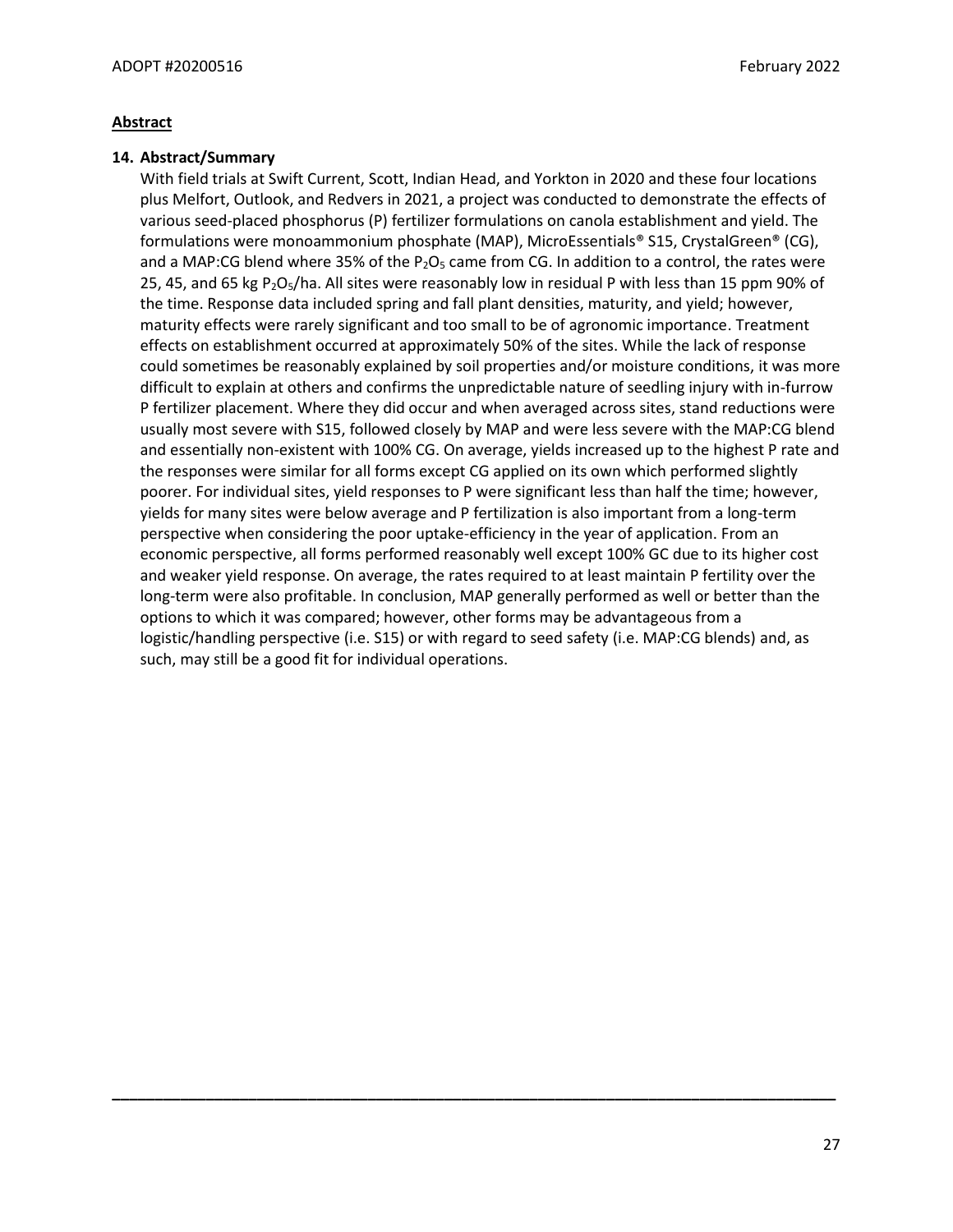## Abstract

### 14. Abstract/Summary

With field trials at Swift Current, Scott, Indian Head, and Yorkton in 2020 and these four locations plus Melfort, Outlook, and Redvers in 2021, a project was conducted to demonstrate the effects of various seed-placed phosphorus (P) fertilizer formulations on canola establishment and yield. The formulations were monoammonium phosphate (MAP), MicroEssentials® S15, CrystalGreen® (CG), and a MAP:CG blend where 35% of the $P_2O_5$ came from CG. In addition to a control, the rates were 25, 45, and 65 kg $P_2O_5$/ha. All sites were reasonably low in residual P with less than 15 ppm 90% of the time. Response data included spring and fall plant densities, maturity, and yield; however, maturity effects were rarely significant and too small to be of agronomic importance. Treatment effects on establishment occurred at approximately 50% of the sites. While the lack of response could sometimes be reasonably explained by soil properties and/or moisture conditions, it was more difficult to explain at others and confirms the unpredictable nature of seedling injury with in-furrow P fertilizer placement. Where they did occur and when averaged across sites, stand reductions were usually most severe with S15, followed closely by MAP and were less severe with the MAP:CG blend and essentially non-existent with 100% CG. On average, yields increased up to the highest P rate and the responses were similar for all forms except CG applied on its own which performed slightly poorer. For individual sites, yield responses to P were significant less than half the time; however, yields for many sites were below average and P fertilization is also important from a long-term perspective when considering the poor uptake-efficiency in the year of application. From an economic perspective, all forms performed reasonably well except 100% GC due to its higher cost and weaker yield response. On average, the rates required to at least maintain P fertility over the long-term were also profitable. In conclusion, MAP generally performed as well or better than the options to which it was compared; however, other forms may be advantageous from a logistic/handling perspective (i.e. S15) or with regard to seed safety (i.e. MAP:CG blends) and, as such, may still be a good fit for individual operations.